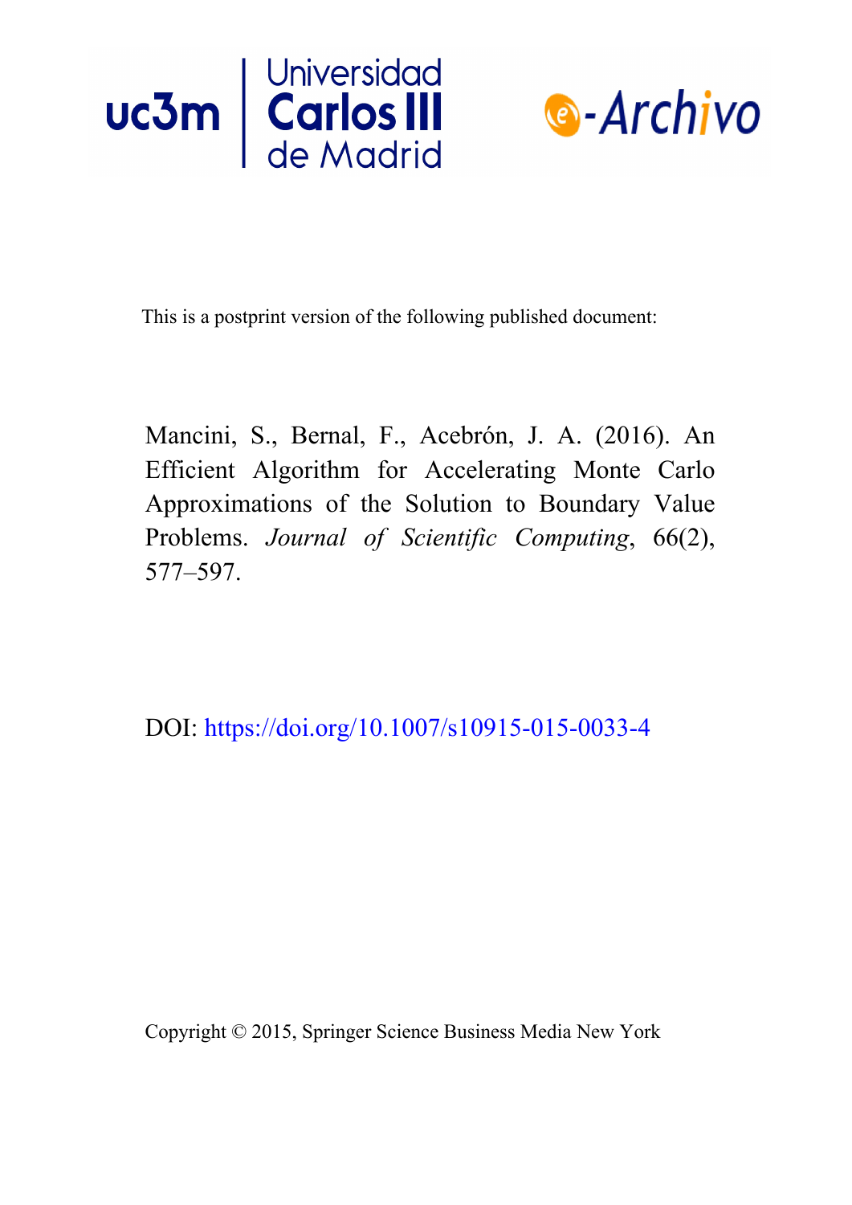This is a postprint version of the following published document:

Mancini, S., Bernal, F., Acebrón, J. A. (2016). An Efficient Algorithm for Accelerating Monte Carlo Approximations of the Solution to Boundary Value Problems. *Journal of Scientific Computing*, 66(2), 577–597.

DOI: https://doi.org/10.1007/s10915-015-0033-4

Copyright © 2015, Springer Science Business Media New York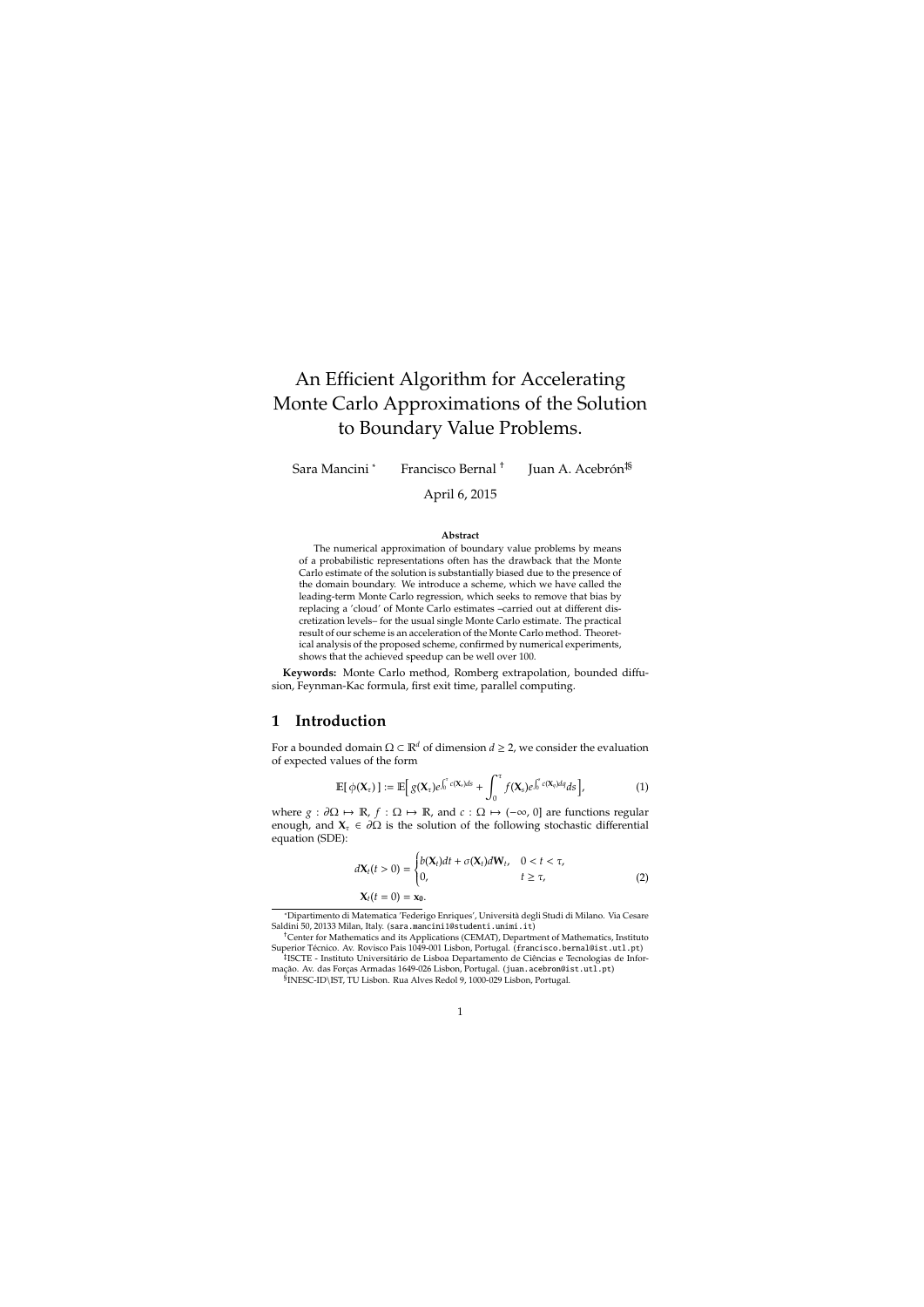# An Efficient Algorithm for Accelerating Monte Carlo Approximations of the Solution to Boundary Value Problems.

Sara Mancini [*] Francisco Bernal [†] Juan A. Acebrón[‡§]

April 6, 2015

**Abstract**

The numerical approximation of boundary value problems by means of a probabilistic representations often has the drawback that the Monte Carlo estimate of the solution is substantially biased due to the presence of the domain boundary. We introduce a scheme, which we have called the leading-term Monte Carlo regression, which seeks to remove that bias by replacing a 'cloud' of Monte Carlo estimates –carried out at different discretization levels– for the usual single Monte Carlo estimate. The practical result of our scheme is an acceleration of the Monte Carlo method. Theoretical analysis of the proposed scheme, confirmed by numerical experiments, shows that the achieved speedup can be well over 100.

**Keywords:** Monte Carlo method, Romberg extrapolation, bounded diffusion, Feynman-Kac formula, first exit time, parallel computing.

## 1 Introduction

For a bounded domain $\Omega \subset \mathbb{R}^d$ of dimension $d \geq 2$, we consider the evaluation of expected values of the form

$$\mathbb{E}[\,\phi(\mathbf{X}_\tau)\,] := \mathbb{E}\Big[\,g(\mathbf{X}_\tau)e^{\int_0^\tau c(\mathbf{X}_s)ds} + \int_0^\tau f(\mathbf{X}_s)e^{\int_0^s c(\mathbf{X}_q)dq}ds\Big], \tag{1}$$

where $g : \partial\Omega \mapsto \mathbb{R}$, $f : \Omega \mapsto \mathbb{R}$, and $c : \Omega \mapsto (-\infty, 0]$ are functions regular enough, and $\mathbf{X}_\tau \in \partial\Omega$ is the solution of the following stochastic differential equation (SDE):

$$\begin{aligned} d\mathbf{X}_t(t > 0) &= \begin{cases} b(\mathbf{X}_t)dt + \sigma(\mathbf{X}_t)d\mathbf{W}_t, & 0 < t < \tau, \\ 0, & t \geq \tau, \end{cases} \\ \mathbf{X}_t(t = 0) &= \mathbf{x_0}. \end{aligned} \tag{2}$$

---

[*] Dipartimento di Matematica 'Federigo Enriques', Università degli Studi di Milano. Via Cesare Saldini 50, 20133 Milan, Italy. (sara.mancini1@studenti.unimi.it)

[†] Center for Mathematics and its Applications (CEMAT), Department of Mathematics, Instituto Superior Técnico. Av. Rovisco Pais 1049-001 Lisbon, Portugal. (francisco.bernal@ist.utl.pt)

[‡] ISCTE - Instituto Universitário de Lisboa Departamento de Ciências e Tecnologias de Informação. Av. das Forças Armadas 1649-026 Lisbon, Portugal. (juan.acebron@ist.utl.pt)

[§] INESC-ID\IST, TU Lisbon. Rua Alves Redol 9, 1000-029 Lisbon, Portugal.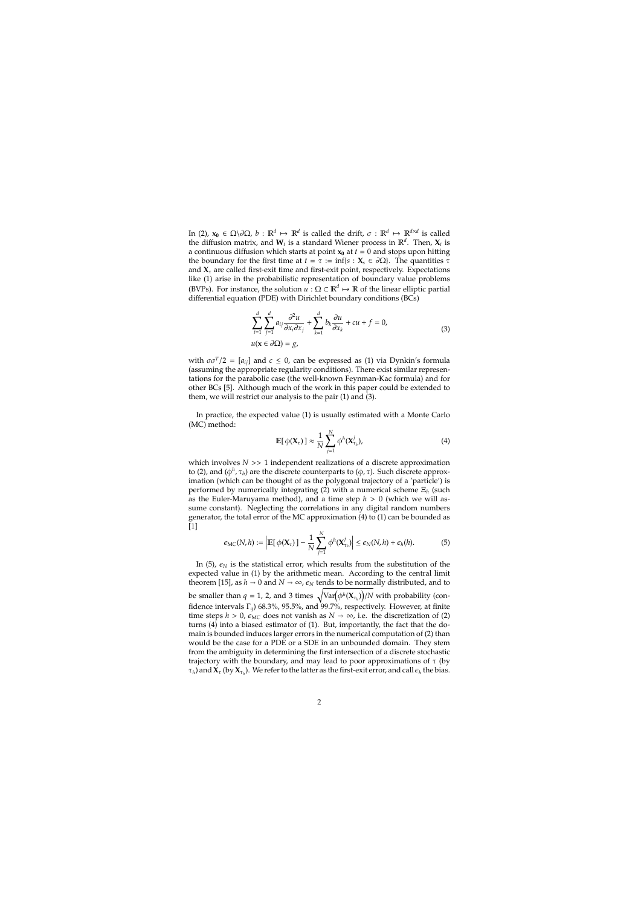In (2), $\mathbf{x_0} \in \Omega \backslash \partial\Omega$, $b : \mathbb{R}^d \mapsto \mathbb{R}^d$ is called the drift, $\sigma : \mathbb{R}^d \mapsto \mathbb{R}^{d \times d}$ is called the diffusion matrix, and $\mathbf{W}_t$ is a standard Wiener process in $\mathbb{R}^d$. Then, $\mathbf{X}_t$ is a continuous diffusion which starts at point $\mathbf{x_0}$ at $t = 0$ and stops upon hitting the boundary for the first time at $t = \tau := \inf\{s : \mathbf{X}_s \in \partial\Omega\}$. The quantities $\tau$ and $\mathbf{X}_\tau$ are called first-exit time and first-exit point, respectively. Expectations like (1) arise in the probabilistic representation of boundary value problems (BVPs). For instance, the solution $u : \Omega \subset \mathbb{R}^d \mapsto \mathbb{R}$ of the linear elliptic partial differential equation (PDE) with Dirichlet boundary conditions (BCs)

$$
\begin{aligned}
&\sum_{i=1}^{d} \sum_{j=1}^{d} a_{ij} \frac{\partial^2 u}{\partial x_i \partial x_j} + \sum_{k=1}^{d} b_k \frac{\partial u}{\partial x_k} + cu + f = 0, \\
&u(\mathbf{x} \in \partial\Omega) = g,
\end{aligned} \tag{3}
$$

with $\sigma\sigma^T/2 = [a_{ij}]$ and $c \leq 0$, can be expressed as (1) via Dynkin's formula (assuming the appropriate regularity conditions). There exist similar representations for the parabolic case (the well-known Feynman-Kac formula) and for other BCs [5]. Although much of the work in this paper could be extended to them, we will restrict our analysis to the pair (1) and (3).

In practice, the expected value (1) is usually estimated with a Monte Carlo (MC) method:

$$
\mathbb{E}[\,\phi(\mathbf{X}_\tau)\,] \approx \frac{1}{N} \sum_{j=1}^{N} \phi^h(\mathbf{X}^j_{\tau_h}), \tag{4}
$$

which involves $N >> 1$ independent realizations of a discrete approximation to (2), and $(\phi^h, \tau_h)$ are the discrete counterparts to $(\phi, \tau)$. Such discrete approximation (which can be thought of as the polygonal trajectory of a 'particle') is performed by numerically integrating (2) with a numerical scheme $\Xi_h$ (such as the Euler-Maruyama method), and a time step $h > 0$ (which we will assume constant). Neglecting the correlations in any digital random numbers generator, the total error of the MC approximation (4) to (1) can be bounded as [1]

$$
\epsilon_{\mathrm{MC}}(N, h) := \left| \mathbb{E}[\,\phi(\mathbf{X}_\tau)\,] - \frac{1}{N} \sum_{j=1}^{N} \phi^h(\mathbf{X}^j_{\tau_h}) \right| \leq \epsilon_N(N, h) + \epsilon_h(h). \tag{5}
$$

In (5), $\epsilon_N$ is the statistical error, which results from the substitution of the expected value in (1) by the arithmetic mean. According to the central limit theorem [15], as $h \to 0$ and $N \to \infty$, $\epsilon_N$ tends to be normally distributed, and to be smaller than $q = 1$, 2, and 3 times $\sqrt{\mathrm{Var}\big(\phi^h(\mathbf{X}_{\tau_h})\big)/N}$ with probability (confidence intervals $\Gamma_q$) 68.3%, 95.5%, and 99.7%, respectively. However, at finite time steps $h > 0$, $\epsilon_{\mathrm{MC}}$ does not vanish as $N \to \infty$, i.e. the discretization of (2) turns (4) into a biased estimator of (1). But, importantly, the fact that the domain is bounded induces larger errors in the numerical computation of (2) than would be the case for a PDE or a SDE in an unbounded domain. They stem from the ambiguity in determining the first intersection of a discrete stochastic trajectory with the boundary, and may lead to poor approximations of $\tau$ (by $\tau_h$) and $\mathbf{X}_\tau$ (by $\mathbf{X}_{\tau_h}$). We refer to the latter as the first-exit error, and call $\epsilon_h$ the bias.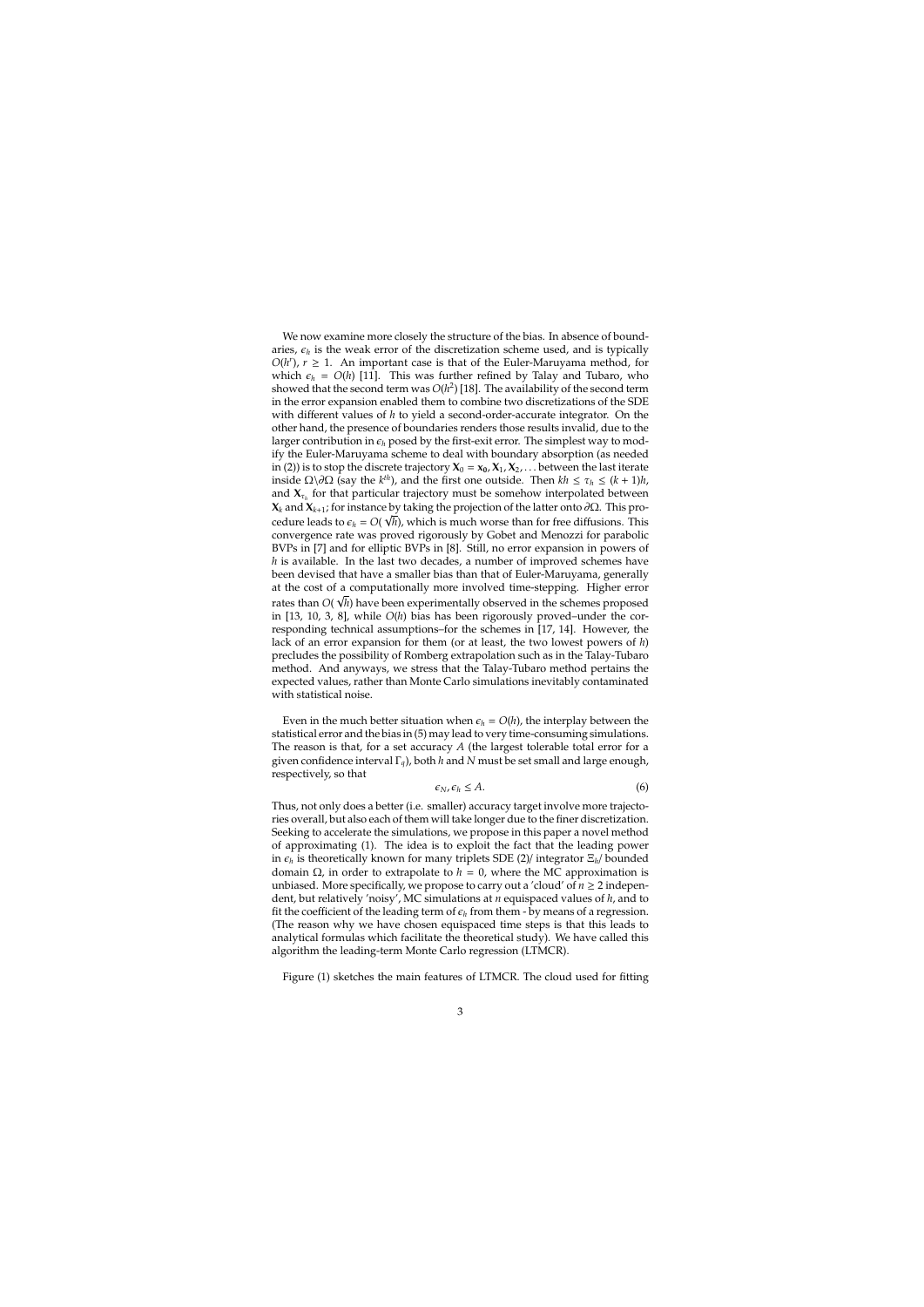We now examine more closely the structure of the bias. In absence of boundaries, $\epsilon_h$ is the weak error of the discretization scheme used, and is typically $O(h^r)$, $r \geq 1$. An important case is that of the Euler-Maruyama method, for which $\epsilon_h = O(h)$ [11]. This was further refined by Talay and Tubaro, who showed that the second term was $O(h^2)$ [18]. The availability of the second term in the error expansion enabled them to combine two discretizations of the SDE with different values of $h$ to yield a second-order-accurate integrator. On the other hand, the presence of boundaries renders those results invalid, due to the larger contribution in $\epsilon_h$ posed by the first-exit error. The simplest way to modify the Euler-Maruyama scheme to deal with boundary absorption (as needed in (2)) is to stop the discrete trajectory $\mathbf{X}_0 = \mathbf{x_0}, \mathbf{X}_1, \mathbf{X}_2, \ldots$ between the last iterate inside $\Omega \backslash \partial\Omega$ (say the $k^{th}$), and the first one outside. Then $kh \leq \tau_h \leq (k+1)h$, and $\mathbf{X}_{\tau_h}$ for that particular trajectory must be somehow interpolated between $\mathbf{X}_k$ and $\mathbf{X}_{k+1}$; for instance by taking the projection of the latter onto $\partial\Omega$. This procedure leads to $\epsilon_h = O(\sqrt{h})$, which is much worse than for free diffusions. This convergence rate was proved rigorously by Gobet and Menozzi for parabolic BVPs in [7] and for elliptic BVPs in [8]. Still, no error expansion in powers of $h$ is available. In the last two decades, a number of improved schemes have been devised that have a smaller bias than that of Euler-Maruyama, generally at the cost of a computationally more involved time-stepping. Higher error rates than $O(\sqrt{h})$ have been experimentally observed in the schemes proposed in [13, 10, 3, 8], while $O(h)$ bias has been rigorously proved–under the corresponding technical assumptions–for the schemes in [17, 14]. However, the lack of an error expansion for them (or at least, the two lowest powers of $h$) precludes the possibility of Romberg extrapolation such as in the Talay-Tubaro method. And anyways, we stress that the Talay-Tubaro method pertains the expected values, rather than Monte Carlo simulations inevitably contaminated with statistical noise.

Even in the much better situation when $\epsilon_h = O(h)$, the interplay between the statistical error and the bias in (5) may lead to very time-consuming simulations. The reason is that, for a set accuracy $A$ (the largest tolerable total error for a given confidence interval $\Gamma_q$), both $h$ and $N$ must be set small and large enough, respectively, so that

$$\epsilon_N, \epsilon_h \leq A. \tag{6}$$

Thus, not only does a better (i.e. smaller) accuracy target involve more trajectories overall, but also each of them will take longer due to the finer discretization. Seeking to accelerate the simulations, we propose in this paper a novel method of approximating (1). The idea is to exploit the fact that the leading power in $\epsilon_h$ is theoretically known for many triplets SDE (2)/ integrator $\Xi_h$/ bounded domain $\Omega$, in order to extrapolate to $h = 0$, where the MC approximation is unbiased. More specifically, we propose to carry out a 'cloud' of $n \geq 2$ independent, but relatively 'noisy', MC simulations at $n$ equispaced values of $h$, and to fit the coefficient of the leading term of $\epsilon_h$ from them - by means of a regression. (The reason why we have chosen equispaced time steps is that this leads to analytical formulas which facilitate the theoretical study). We have called this algorithm the leading-term Monte Carlo regression (LTMCR).

Figure (1) sketches the main features of LTMCR. The cloud used for fitting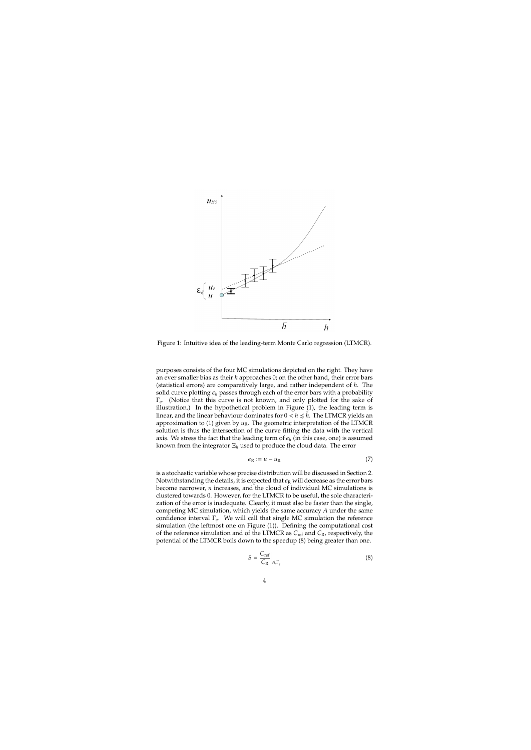Figure 1: Intuitive idea of the leading-term Monte Carlo regression (LTMCR).

purposes consists of the four MC simulations depicted on the right. They have an ever smaller bias as their $h$ approaches 0; on the other hand, their error bars (statistical errors) are comparatively large, and rather independent of $h$. The solid curve plotting $\epsilon_h$ passes through each of the error bars with a probability $\Gamma_q$. (Notice that this curve is not known, and only plotted for the sake of illustration.) In the hypothetical problem in Figure (1), the leading term is linear, and the linear behaviour dominates for $0 < h \lesssim \bar{h}$. The LTMCR yields an approximation to (1) given by $u_{\mathrm{R}}$. The geometric interpretation of the LTMCR solution is thus the intersection of the curve fitting the data with the vertical axis. We stress the fact that the leading term of $\epsilon_h$ (in this case, one) is assumed known from the integrator $\Xi_h$ used to produce the cloud data. The error

$$\epsilon_{\mathrm{R}} := u - u_{\mathrm{R}} \tag{7}$$

is a stochastic variable whose precise distribution will be discussed in Section 2. Notwithstanding the details, it is expected that $\epsilon_{\mathrm{R}}$ will decrease as the error bars become narrower, $n$ increases, and the cloud of individual MC simulations is clustered towards 0. However, for the LTMCR to be useful, the sole characterization of the error is inadequate. Clearly, it must also be faster than the single, competing MC simulation, which yields the same accuracy $A$ under the same confidence interval $\Gamma_q$. We will call that single MC simulation the reference simulation (the leftmost one on Figure (1)). Defining the computational cost of the reference simulation and of the LTMCR as $C_{\mathrm{ref}}$ and $C_{\mathrm{R}}$, respectively, the potential of the LTMCR boils down to the speedup (8) being greater than one.

$$S = \left.\frac{C_{\mathrm{ref}}}{C_{\mathrm{R}}}\right|_{A,\Gamma_q} \tag{8}$$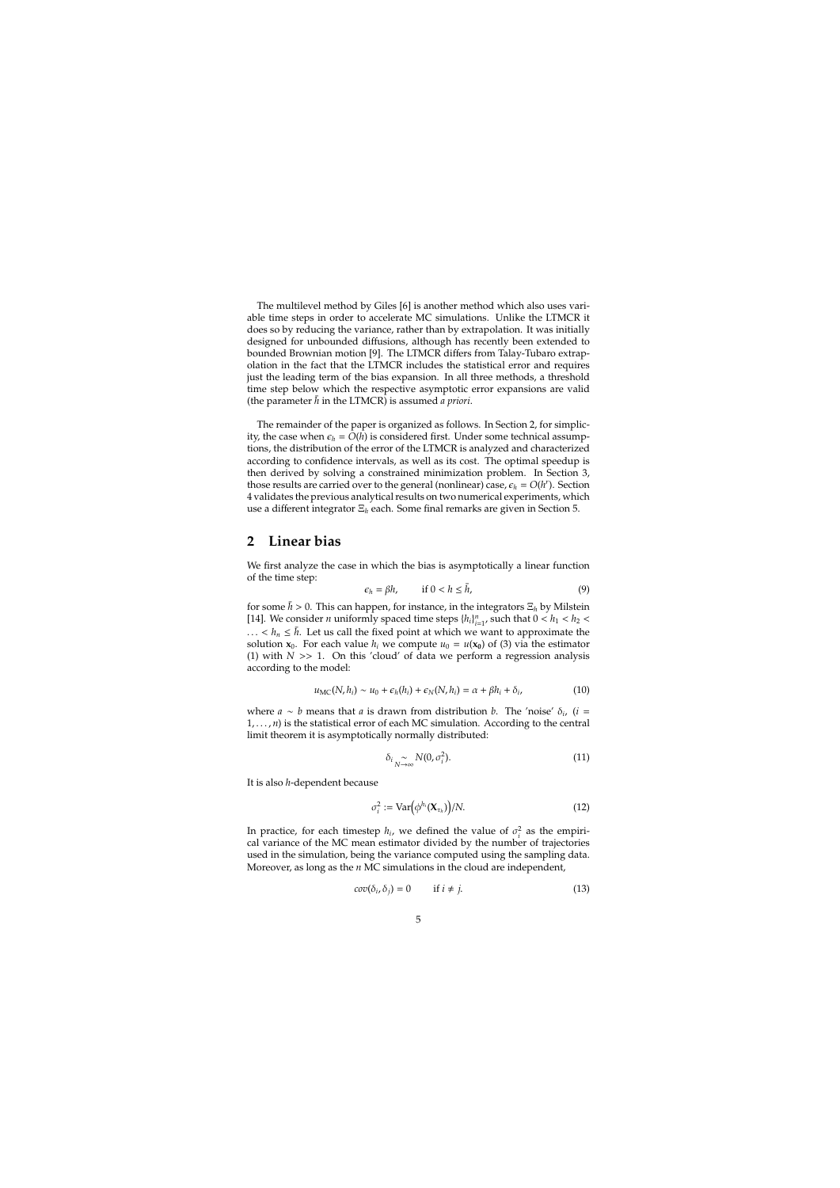The multilevel method by Giles [6] is another method which also uses variable time steps in order to accelerate MC simulations. Unlike the LTMCR it does so by reducing the variance, rather than by extrapolation. It was initially designed for unbounded diffusions, although has recently been extended to bounded Brownian motion [9]. The LTMCR differs from Talay-Tubaro extrapolation in the fact that the LTMCR includes the statistical error and requires just the leading term of the bias expansion. In all three methods, a threshold time step below which the respective asymptotic error expansions are valid (the parameter $\bar{h}$ in the LTMCR) is assumed *a priori*.

The remainder of the paper is organized as follows. In Section 2, for simplicity, the case when $\epsilon_h = O(h)$ is considered first. Under some technical assumptions, the distribution of the error of the LTMCR is analyzed and characterized according to confidence intervals, as well as its cost. The optimal speedup is then derived by solving a constrained minimization problem. In Section 3, those results are carried over to the general (nonlinear) case, $\epsilon_h = O(h^r)$. Section 4 validates the previous analytical results on two numerical experiments, which use a different integrator $\Xi_h$ each. Some final remarks are given in Section 5.

## 2 Linear bias

We first analyze the case in which the bias is asymptotically a linear function of the time step:

$$\epsilon_h = \beta h, \qquad \text{if } 0 < h \leq \bar{h}, \tag{9}$$

for some $\bar{h} > 0$. This can happen, for instance, in the integrators $\Xi_h$ by Milstein [14]. We consider $n$ uniformly spaced time steps $\{h_i\}_{i=1}^n$, such that $0 < h_1 < h_2 < \ldots < h_n \leq \bar{h}$. Let us call the fixed point at which we want to approximate the solution $\mathbf{x}_0$. For each value $h_i$ we compute $u_0 = u(\mathbf{x}_0)$ of (3) via the estimator (1) with $N >> 1$. On this 'cloud' of data we perform a regression analysis according to the model:

$$u_{\text{MC}}(N, h_i) \sim u_0 + \epsilon_h(h_i) + \epsilon_N(N, h_i) = \alpha + \beta h_i + \delta_i, \tag{10}$$

where $a \sim b$ means that $a$ is drawn from distribution $b$. The 'noise' $\delta_i$, ($i = 1, \ldots, n$) is the statistical error of each MC simulation. According to the central limit theorem it is asymptotically normally distributed:

$$\delta_i \underset{N\to\infty}{\sim} N(0, \sigma_i^2). \tag{11}$$

It is also $h$-dependent because

$$\sigma_i^2 := \text{Var}\Big(\phi^{h_i}(\mathbf{X}_{\tau_h})\Big)/N. \tag{12}$$

In practice, for each timestep $h_i$, we defined the value of $\sigma_i^2$ as the empirical variance of the MC mean estimator divided by the number of trajectories used in the simulation, being the variance computed using the sampling data. Moreover, as long as the $n$ MC simulations in the cloud are independent,

$$cov(\delta_i, \delta_j) = 0 \qquad \text{if } i \neq j. \tag{13}$$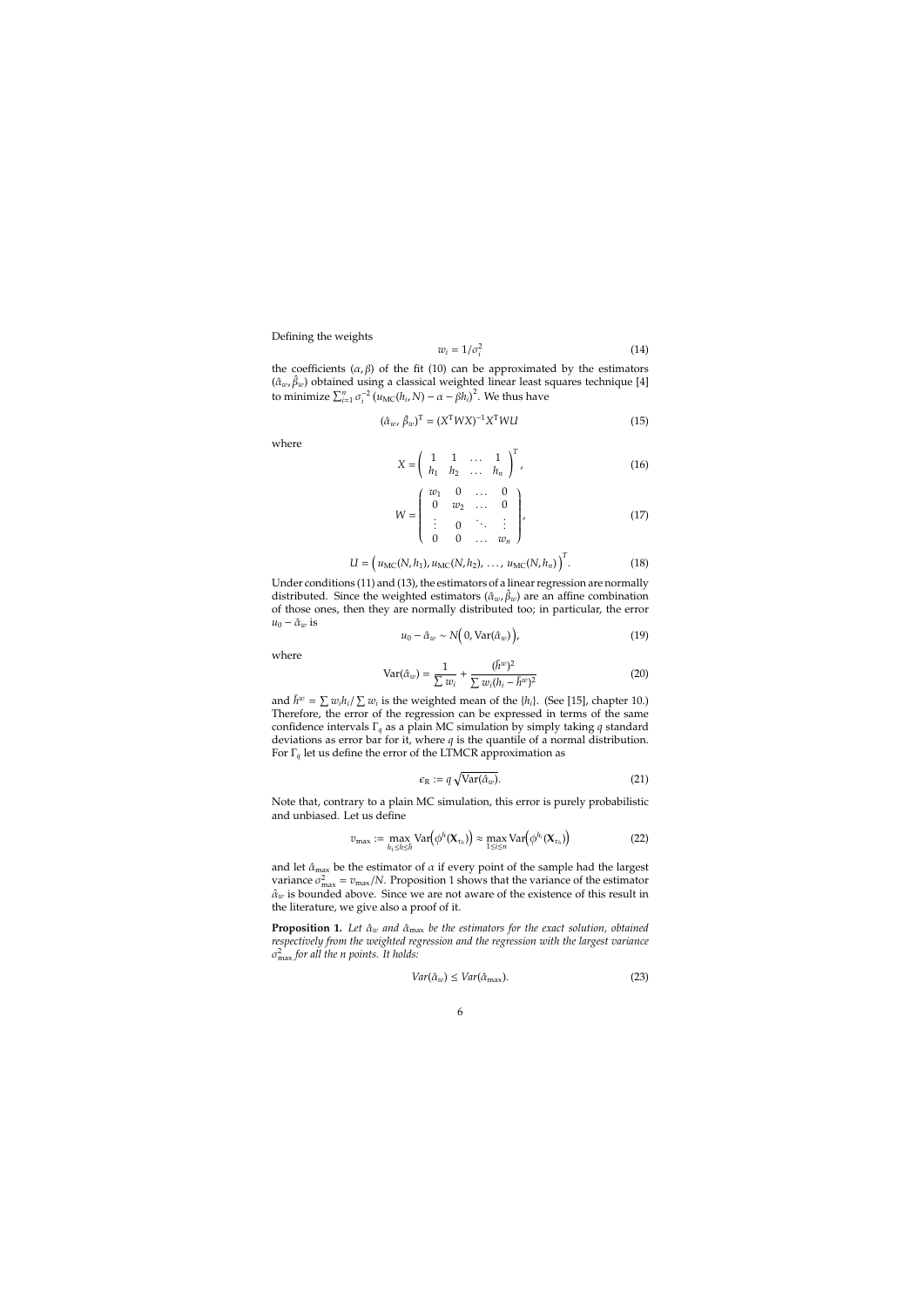Defining the weights

$$w_i = 1/\sigma_i^2 \tag{14}$$

the coefficients $(\alpha, \beta)$ of the fit (10) can be approximated by the estimators $(\hat{\alpha}_w, \hat{\beta}_w)$ obtained using a classical weighted linear least squares technique [4] to minimize $\sum_{i=1}^{n} \sigma_i^{-2} \left(u_{\mathrm{MC}}(h_i, N) - \alpha - \beta h_i\right)^2$. We thus have

$$(\hat{\alpha}_w, \hat{\beta}_w)^{\mathsf{T}} = (X^{\mathsf{T}} W X)^{-1} X^{\mathsf{T}} W U \tag{15}$$

where

$$X = \begin{pmatrix} 1 & 1 & \dots & 1 \\ h_1 & h_2 & \dots & h_n \end{pmatrix}^T, \tag{16}$$

$$W = \begin{pmatrix} w_1 & 0 & \dots & 0 \\ 0 & w_2 & \dots & 0 \\ \vdots & 0 & \ddots & \vdots \\ 0 & 0 & \dots & w_n \end{pmatrix}, \tag{17}$$

$$U = \left( u_{\mathrm{MC}}(N, h_1), u_{\mathrm{MC}}(N, h_2), \dots, u_{\mathrm{MC}}(N, h_n) \right)^T. \tag{18}$$

Under conditions (11) and (13), the estimators of a linear regression are normally distributed. Since the weighted estimators $(\hat{\alpha}_w, \hat{\beta}_w)$ are an affine combination of those ones, then they are normally distributed too; in particular, the error $u_0 - \hat{\alpha}_w$ is

$$u_0 - \hat{\alpha}_w \sim N\Big(0, \mathrm{Var}(\hat{\alpha}_w)\Big), \tag{19}$$

where

$$\mathrm{Var}(\hat{\alpha}_w) = \frac{1}{\sum w_i} + \frac{(\bar{h}^w)^2}{\sum w_i (h_i - \bar{h}^w)^2} \tag{20}$$

and $\bar{h}^w = \sum w_i h_i / \sum w_i$ is the weighted mean of the $\{h_i\}$. (See [15], chapter 10.) Therefore, the error of the regression can be expressed in terms of the same confidence intervals $\Gamma_q$ as a plain MC simulation by simply taking $q$ standard deviations as error bar for it, where $q$ is the quantile of a normal distribution. For $\Gamma_q$ let us define the error of the LTMCR approximation as

$$\epsilon_{\mathrm{R}} := q \sqrt{\mathrm{Var}(\hat{\alpha}_w)}. \tag{21}$$

Note that, contrary to a plain MC simulation, this error is purely probabilistic and unbiased. Let us define

$$v_{\max} := \max_{h_1 \leq h \leq \bar{h}} \mathrm{Var}\Big(\phi^h(\mathbf{X}_{\tau_h})\Big) \approx \max_{1 \leq i \leq n} \mathrm{Var}\Big(\phi^{h_i}(\mathbf{X}_{\tau_{h_i}})\Big) \tag{22}$$

and let $\hat{\alpha}_{\max}$ be the estimator of $\alpha$ if every point of the sample had the largest variance $\sigma_{\max}^2 = v_{\max}/N$. Proposition 1 shows that the variance of the estimator $\hat{\alpha}_w$ is bounded above. Since we are not aware of the existence of this result in the literature, we give also a proof of it.

**Proposition 1.** *Let $\hat{\alpha}_w$ and $\hat{\alpha}_{\max}$ be the estimators for the exact solution, obtained respectively from the weighted regression and the regression with the largest variance $\sigma_{\max}^2$ for all the n points. It holds:*

$$Var(\hat{\alpha}_w) \leq Var(\hat{\alpha}_{\max}). \tag{23}$$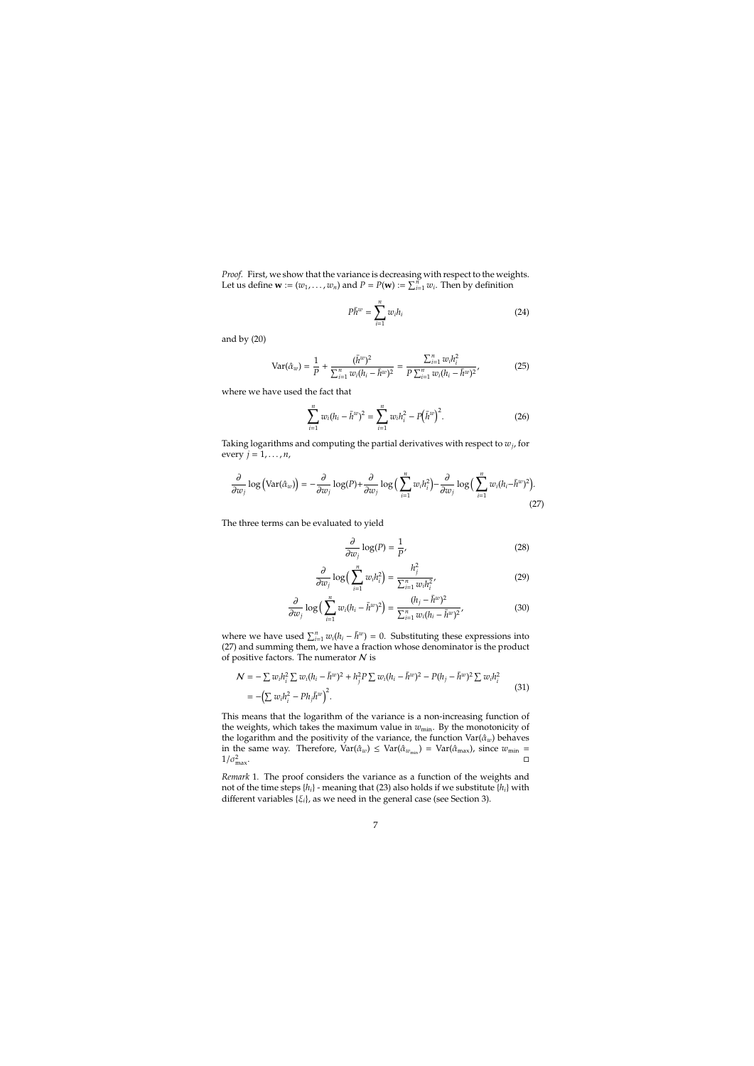*Proof.* First, we show that the variance is decreasing with respect to the weights. Let us define $\mathbf{w} := (w_1, \ldots, w_n)$ and $P = P(\mathbf{w}) := \sum_{i=1}^{n} w_i$. Then by definition

$$P\bar{h}^w = \sum_{i=1}^{n} w_i h_i \tag{24}$$

and by (20)

$$\mathrm{Var}(\hat{\alpha}_w) = \frac{1}{P} + \frac{(\bar{h}^w)^2}{\sum_{i=1}^{n} w_i (h_i - \bar{h}^w)^2} = \frac{\sum_{i=1}^{n} w_i h_i^2}{P \sum_{i=1}^{n} w_i (h_i - \bar{h}^w)^2}, \tag{25}$$

where we have used the fact that

$$\sum_{i=1}^{n} w_i (h_i - \bar{h}^w)^2 = \sum_{i=1}^{n} w_i h_i^2 - P\left(\bar{h}^w\right)^2. \tag{26}$$

Taking logarithms and computing the partial derivatives with respect to $w_j$, for every $j = 1, \ldots, n$,

$$\frac{\partial}{\partial w_j} \log\left(\mathrm{Var}(\hat{\alpha}_w)\right) = -\frac{\partial}{\partial w_j} \log(P) + \frac{\partial}{\partial w_j} \log\Big(\sum_{i=1}^{n} w_i h_i^2\Big) - \frac{\partial}{\partial w_j} \log\Big(\sum_{i=1}^{n} w_i (h_i - \bar{h}^w)^2\Big). \tag{27}$$

The three terms can be evaluated to yield

$$\frac{\partial}{\partial w_j} \log(P) = \frac{1}{P}, \tag{28}$$

$$\frac{\partial}{\partial w_j} \log\Big(\sum_{i=1}^{n} w_i h_i^2\Big) = \frac{h_j^2}{\sum_{i=1}^{n} w_i h_i^2}, \tag{29}$$

$$\frac{\partial}{\partial w_j} \log\Big(\sum_{i=1}^{n} w_i (h_i - \bar{h}^w)^2\Big) = \frac{(h_j - \bar{h}^w)^2}{\sum_{i=1}^{n} w_i (h_i - \bar{h}^w)^2}, \tag{30}$$

where we have used $\sum_{i=1}^{n} w_i (h_i - \bar{h}^w) = 0$. Substituting these expressions into (27) and summing them, we have a fraction whose denominator is the product of positive factors. The numerator $\mathcal{N}$ is

$$\begin{aligned}
\mathcal{N} &= -\sum w_i h_i^2 \sum w_i (h_i - \bar{h}^w)^2 + h_j^2 P \sum w_i (h_i - \bar{h}^w)^2 - P(h_j - \bar{h}^w)^2 \sum w_i h_i^2 \\
&= -\Big(\sum w_i h_i^2 - P h_j \bar{h}^w\Big)^2.
\end{aligned} \tag{31}$$

This means that the logarithm of the variance is a non-increasing function of the weights, which takes the maximum value in $w_{\min}$. By the monotonicity of the logarithm and the positivity of the variance, the function $\mathrm{Var}(\hat{\alpha}_w)$ behaves in the same way. Therefore, $\mathrm{Var}(\hat{\alpha}_w) \leq \mathrm{Var}(\hat{\alpha}_{w_{\min}}) = \mathrm{Var}(\hat{\alpha}_{\max})$, since $w_{\min} = 1/\sigma_{\max}^2$. □

*Remark* 1. The proof considers the variance as a function of the weights and not of the time steps $\{h_i\}$ - meaning that (23) also holds if we substitute $\{h_i\}$ with different variables $\{\xi_i\}$, as we need in the general case (see Section 3).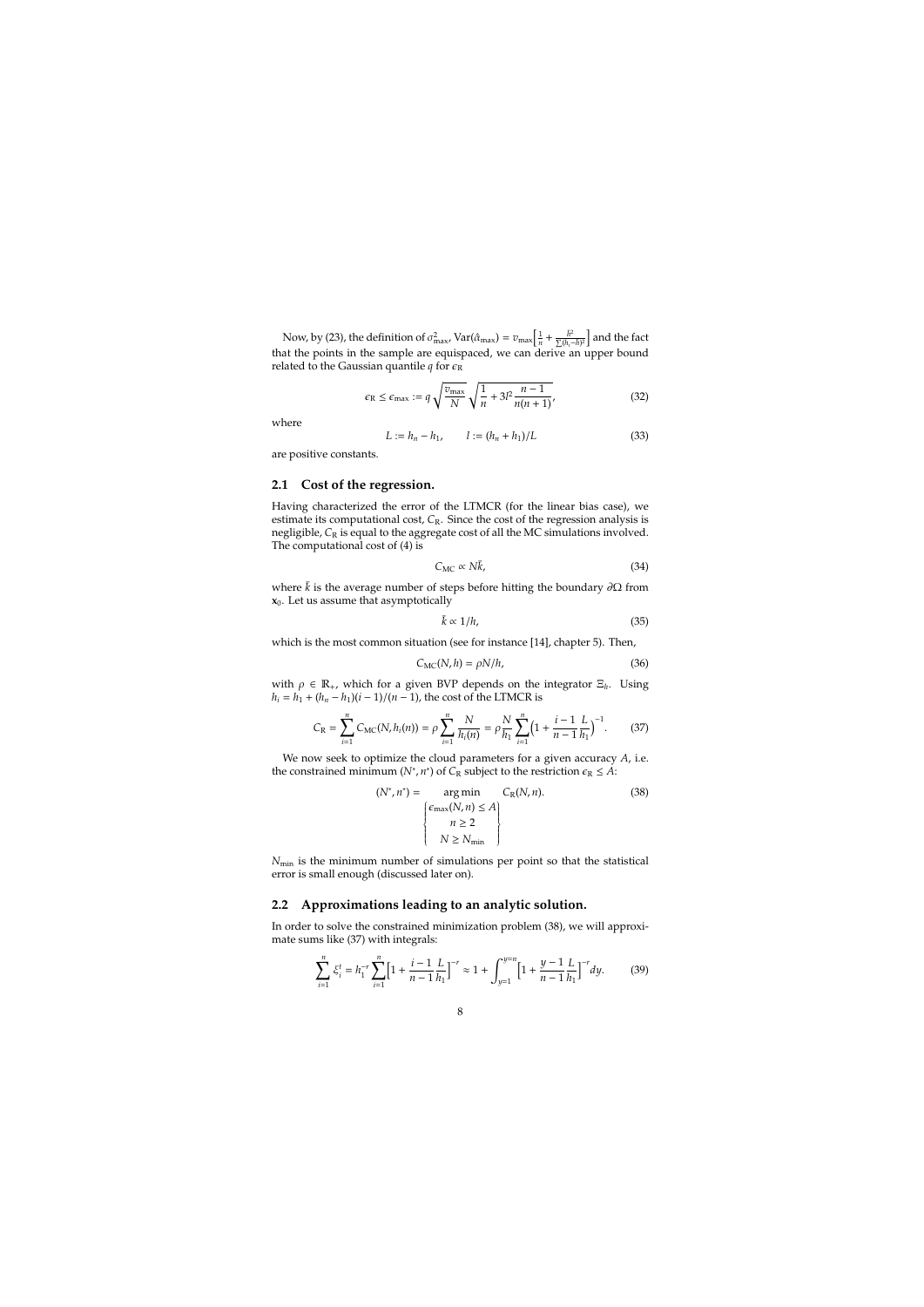Now, by (23), the definition of $\sigma^2_{\max}$, $\mathrm{Var}(\hat{\alpha}_{\max}) = v_{\max}\Big[\frac{1}{n} + \frac{\bar{h}^2}{\sum(h_i-\bar{h})^2}\Big]$ and the fact that the points in the sample are equispaced, we can derive an upper bound related to the Gaussian quantile $q$ for $\epsilon_{\mathrm{R}}$

$$\epsilon_{\mathrm{R}} \leq \epsilon_{\max} := q\sqrt{\frac{v_{\max}}{N}}\sqrt{\frac{1}{n} + 3l^2\frac{n-1}{n(n+1)}}, \tag{32}$$

where

$$L := h_n - h_1, \qquad l := (h_n + h_1)/L \tag{33}$$

are positive constants.

## 2.1 Cost of the regression.

Having characterized the error of the LTMCR (for the linear bias case), we estimate its computational cost, $C_{\mathrm{R}}$. Since the cost of the regression analysis is negligible, $C_{\mathrm{R}}$ is equal to the aggregate cost of all the MC simulations involved. The computational cost of (4) is

$$C_{\mathrm{MC}} \propto N\bar{k}, \tag{34}$$

where $\bar{k}$ is the average number of steps before hitting the boundary $\partial\Omega$ from $\mathbf{x}_0$. Let us assume that asymptotically

$$\bar{k} \propto 1/h, \tag{35}$$

which is the most common situation (see for instance [14], chapter 5). Then,

$$C_{\mathrm{MC}}(N, h) = \rho N/h, \tag{36}$$

with $\rho \in \mathbb{R}_+$, which for a given BVP depends on the integrator $\Xi_h$. Using $h_i = h_1 + (h_n - h_1)(i-1)/(n-1)$, the cost of the LTMCR is

$$C_{\mathrm{R}} = \sum_{i=1}^{n} C_{\mathrm{MC}}(N, h_i(n)) = \rho\sum_{i=1}^{n}\frac{N}{h_i(n)} = \rho\frac{N}{h_1}\sum_{i=1}^{n}\Big(1 + \frac{i-1}{n-1}\frac{L}{h_1}\Big)^{-1}. \tag{37}$$

We now seek to optimize the cloud parameters for a given accuracy $A$, i.e. the constrained minimum $(N^*, n^*)$ of $C_{\mathrm{R}}$ subject to the restriction $\epsilon_{\mathrm{R}} \leq A$:

$$(N^*, n^*) = \underset{\left\{\begin{array}{c}\epsilon_{\max}(N,n) \leq A \\ n \geq 2 \\ N \geq N_{\min}\end{array}\right\}}{\arg\min} \; C_{\mathrm{R}}(N, n). \tag{38}$$

$N_{\min}$ is the minimum number of simulations per point so that the statistical error is small enough (discussed later on).

## 2.2 Approximations leading to an analytic solution.

In order to solve the constrained minimization problem (38), we will approximate sums like (37) with integrals:

$$\sum_{i=1}^{n}\xi_i^t = h_1^{-r}\sum_{i=1}^{n}\Big[1 + \frac{i-1}{n-1}\frac{L}{h_1}\Big]^{-r} \approx 1 + \int_{y=1}^{y=n}\Big[1 + \frac{y-1}{n-1}\frac{L}{h_1}\Big]^{-r}dy. \tag{39}$$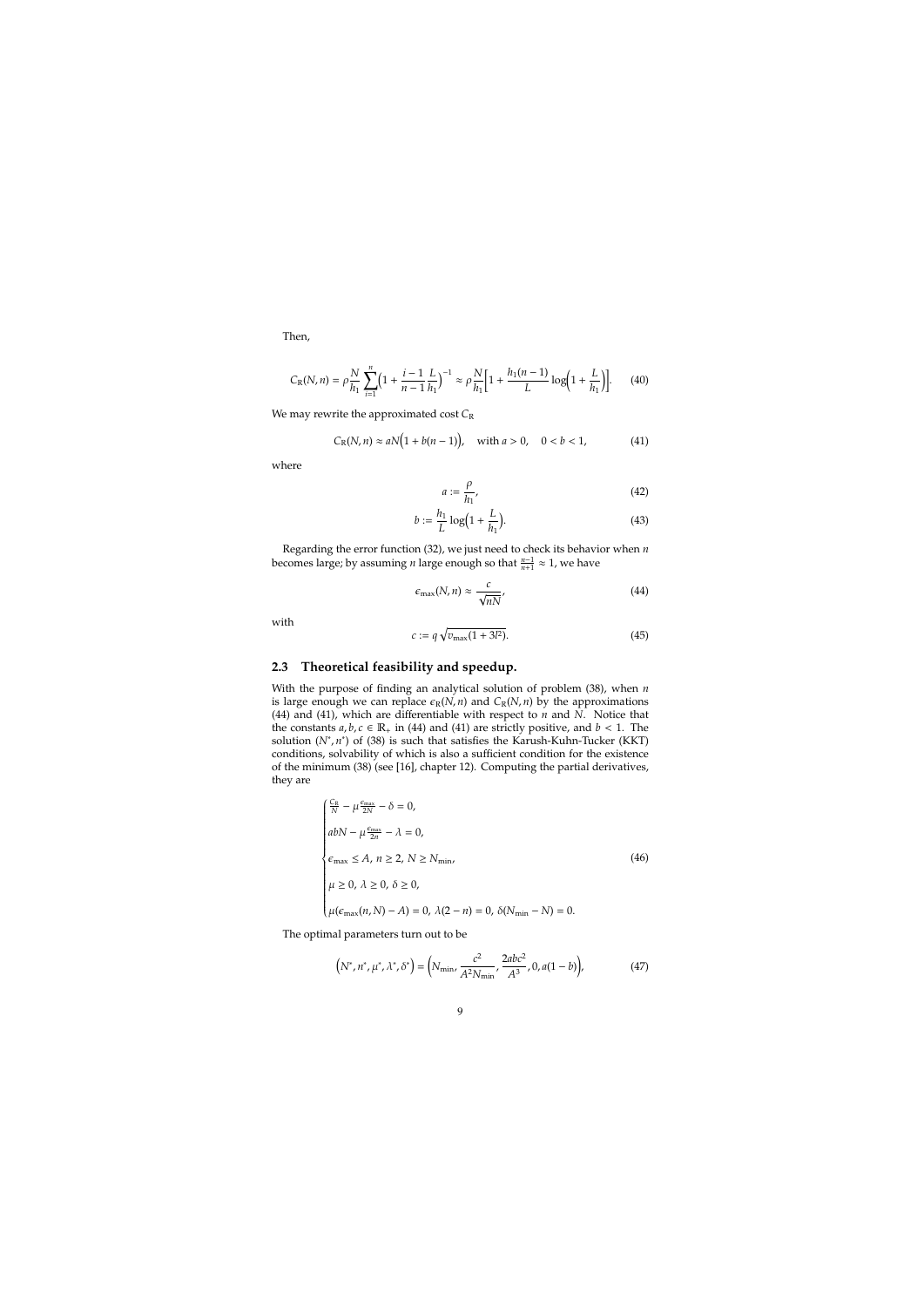Then,

$$C_R(N, n) = \rho \frac{N}{h_1} \sum_{i=1}^{n} \Big(1 + \frac{i-1}{n-1} \frac{L}{h_1}\Big)^{-1} \approx \rho \frac{N}{h_1} \Big[1 + \frac{h_1(n-1)}{L} \log\Big(1 + \frac{L}{h_1}\Big)\Big]. \tag{40}$$

We may rewrite the approximated cost $C_R$

$$C_R(N, n) \approx aN\big(1 + b(n-1)\big), \quad \text{with } a > 0, \quad 0 < b < 1, \tag{41}$$

where

$$a := \frac{\rho}{h_1}, \tag{42}$$

$$b := \frac{h_1}{L} \log\Big(1 + \frac{L}{h_1}\Big). \tag{43}$$

Regarding the error function (32), we just need to check its behavior when $n$ becomes large; by assuming $n$ large enough so that $\frac{n-1}{n+1} \approx 1$, we have

$$\epsilon_{\max}(N, n) \approx \frac{c}{\sqrt{nN}}, \tag{44}$$

with

$$c := q\sqrt{v_{\max}(1 + 3l^2)}. \tag{45}$$

## 2.3 Theoretical feasibility and speedup.

With the purpose of finding an analytical solution of problem (38), when $n$ is large enough we can replace $\epsilon_R(N, n)$ and $C_R(N, n)$ by the approximations (44) and (41), which are differentiable with respect to $n$ and $N$. Notice that the constants $a, b, c \in \mathbb{R}_+$ in (44) and (41) are strictly positive, and $b < 1$. The solution $(N^*, n^*)$ of (38) is such that satisfies the Karush-Kuhn-Tucker (KKT) conditions, solvability of which is also a sufficient condition for the existence of the minimum (38) (see [16], chapter 12). Computing the partial derivatives, they are

$$\begin{cases} \frac{C_R}{N} - \mu \frac{\epsilon_{\max}}{2N} - \delta = 0, \\ abN - \mu \frac{\epsilon_{\max}}{2n} - \lambda = 0, \\ \epsilon_{\max} \leq A, \; n \geq 2, \; N \geq N_{\min}, \\ \mu \geq 0, \; \lambda \geq 0, \; \delta \geq 0, \\ \mu(\epsilon_{\max}(n, N) - A) = 0, \; \lambda(2 - n) = 0, \; \delta(N_{\min} - N) = 0. \end{cases} \tag{46}$$

The optimal parameters turn out to be

$$\Big(N^*, n^*, \mu^*, \lambda^*, \delta^*\Big) = \Big(N_{\min}, \frac{c^2}{A^2 N_{\min}}, \frac{2abc^2}{A^3}, 0, a(1-b)\Big), \tag{47}$$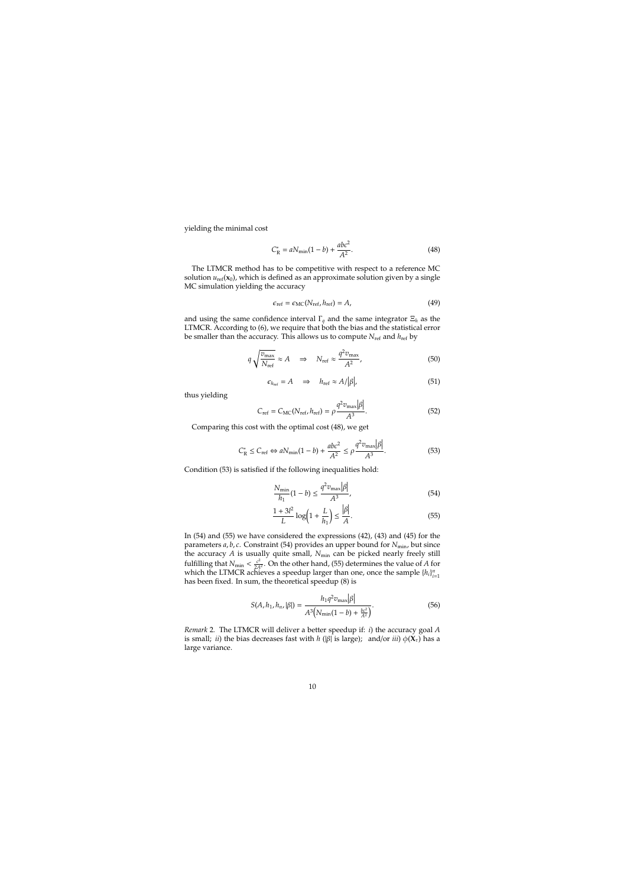yielding the minimal cost

$$C_{\rm R}^{*} = aN_{\min}(1-b) + \frac{abc^2}{A^2}. \tag{48}$$

The LTMCR method has to be competitive with respect to a reference MC solution $u_{\rm ref}(\mathbf{x}_0)$, which is defined as an approximate solution given by a single MC simulation yielding the accuracy

$$\epsilon_{\rm ref} = \epsilon_{\rm MC}(N_{\rm ref}, h_{\rm ref}) = A, \tag{49}$$

and using the same confidence interval $\Gamma_q$ and the same integrator $\Xi_h$ as the LTMCR. According to (6), we require that both the bias and the statistical error be smaller than the accuracy. This allows us to compute $N_{\rm ref}$ and $h_{\rm ref}$ by

$$q\sqrt{\frac{v_{\max}}{N_{\rm ref}}} \approx A \quad \Rightarrow \quad N_{\rm ref} \approx \frac{q^2 v_{\max}}{A^2}, \tag{50}$$

$$\epsilon_{h_{\rm ref}} = A \quad \Rightarrow \quad h_{\rm ref} \approx A/\left|\beta\right|, \tag{51}$$

thus yielding

$$C_{\rm ref} = C_{\rm MC}(N_{\rm ref}, h_{\rm ref}) = \rho\frac{q^2 v_{\max}\left|\beta\right|}{A^3}. \tag{52}$$

Comparing this cost with the optimal cost (48), we get

$$C_{\rm R}^{*} \leq C_{\rm ref} \Leftrightarrow aN_{\min}(1-b) + \frac{abc^2}{A^2} \leq \rho\frac{q^2 v_{\max}\left|\beta\right|}{A^3}. \tag{53}$$

Condition (53) is satisfied if the following inequalities hold:

$$\frac{N_{\min}}{h_1}(1-b) \leq \frac{q^2 v_{\max}\left|\beta\right|}{A^3}, \tag{54}$$

$$\frac{1+3l^2}{L}\log\left(1+\frac{L}{h_1}\right) \leq \frac{\left|\beta\right|}{A}. \tag{55}$$

In (54) and (55) we have considered the expressions (42), (43) and (45) for the parameters $a, b, c$. Constraint (54) provides an upper bound for $N_{\min}$, but since the accuracy $A$ is usually quite small, $N_{\min}$ can be picked nearly freely still fulfilling that $N_{\min} < \frac{c^2}{2A^2}$. On the other hand, (55) determines the value of $A$ for which the LTMCR achieves a speedup larger than one, once the sample $\{h_i\}_{i=1}^n$ has been fixed. In sum, the theoretical speedup (8) is

$$S(A, h_1, h_n, |\beta|) = \frac{h_1 q^2 v_{\max}\left|\beta\right|}{A^3\left(N_{\min}(1-b) + \frac{bc^2}{A^2}\right)}. \tag{56}$$

*Remark* 2. The LTMCR will deliver a better speedup if: *i*) the accuracy goal $A$ is small; *ii*) the bias decreases fast with $h$ ($|\beta|$ is large); and/or *iii*) $\phi(\mathbf{X}_\tau)$ has a large variance.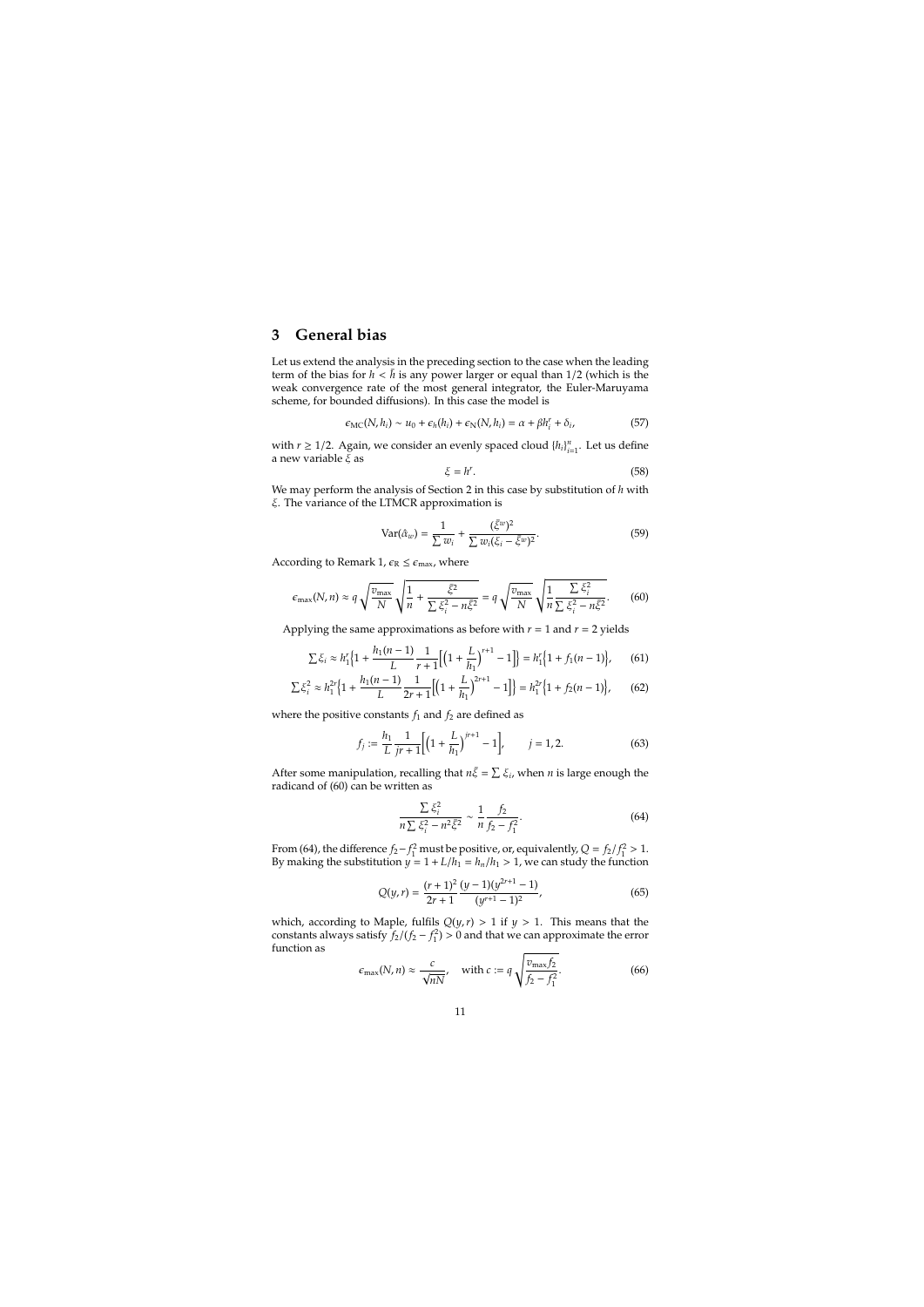## 3 General bias

Let us extend the analysis in the preceding section to the case when the leading term of the bias for $h < \bar{h}$ is any power larger or equal than $1/2$ (which is the weak convergence rate of the most general integrator, the Euler-Maruyama scheme, for bounded diffusions). In this case the model is

$$\epsilon_{\rm MC}(N, h_i) \sim u_0 + \epsilon_h(h_i) + \epsilon_{\rm N}(N, h_i) = \alpha + \beta h_i^r + \delta_i, \tag{57}$$

with $r \geq 1/2$. Again, we consider an evenly spaced cloud $\{h_i\}_{i=1}^n$. Let us define a new variable $\xi$ as

$$\xi = h^r. \tag{58}$$

We may perform the analysis of Section 2 in this case by substitution of $h$ with $\xi$. The variance of the LTMCR approximation is

$$\text{Var}(\hat{\alpha}_w) = \frac{1}{\sum w_i} + \frac{(\bar{\xi}^w)^2}{\sum w_i(\xi_i - \bar{\xi}^w)^2}. \tag{59}$$

According to Remark 1, $\epsilon_{\rm R} \leq \epsilon_{\rm max}$, where

$$\epsilon_{\rm max}(N, n) \approx q\sqrt{\frac{v_{\rm max}}{N}}\sqrt{\frac{1}{n} + \frac{\bar{\xi}^2}{\sum \xi_i^2 - n\bar{\xi}^2}} = q\sqrt{\frac{v_{\rm max}}{N}}\sqrt{\frac{1}{n}\frac{\sum \xi_i^2}{\sum \xi_i^2 - n\bar{\xi}^2}}. \tag{60}$$

Applying the same approximations as before with $r = 1$ and $r = 2$ yields

$$\sum \xi_i \approx h_1^r\Big\{1 + \frac{h_1(n-1)}{L}\frac{1}{r+1}\Big[\Big(1 + \frac{L}{h_1}\Big)^{r+1} - 1\Big]\Big\} = h_1^r\Big\{1 + f_1(n-1)\Big\}, \tag{61}$$

$$\sum \xi_i^2 \approx h_1^{2r}\Big\{1 + \frac{h_1(n-1)}{L}\frac{1}{2r+1}\Big[\Big(1 + \frac{L}{h_1}\Big)^{2r+1} - 1\Big]\Big\} = h_1^{2r}\Big\{1 + f_2(n-1)\Big\}, \tag{62}$$

where the positive constants $f_1$ and $f_2$ are defined as

$$f_j := \frac{h_1}{L}\frac{1}{jr+1}\Big[\Big(1 + \frac{L}{h_1}\Big)^{jr+1} - 1\Big], \qquad j = 1, 2. \tag{63}$$

After some manipulation, recalling that $n\bar{\xi} = \sum \xi_i$, when $n$ is large enough the radicand of (60) can be written as

$$\frac{\sum \xi_i^2}{n\sum \xi_i^2 - n^2\bar{\xi}^2} \sim \frac{1}{n}\frac{f_2}{f_2 - f_1^2}. \tag{64}$$

From (64), the difference $f_2 - f_1^2$ must be positive, or, equivalently, $Q = f_2/f_1^2 > 1$. By making the substitution $y = 1 + L/h_1 = h_n/h_1 > 1$, we can study the function

$$Q(y, r) = \frac{(r+1)^2}{2r+1}\frac{(y-1)(y^{2r+1} - 1)}{(y^{r+1} - 1)^2}, \tag{65}$$

which, according to Maple, fulfils $Q(y, r) > 1$ if $y > 1$. This means that the constants always satisfy $f_2/(f_2 - f_1^2) > 0$ and that we can approximate the error function as

$$\epsilon_{\rm max}(N, n) \approx \frac{c}{\sqrt{nN}}, \quad \text{with } c := q\sqrt{\frac{v_{\rm max} f_2}{f_2 - f_1^2}}. \tag{66}$$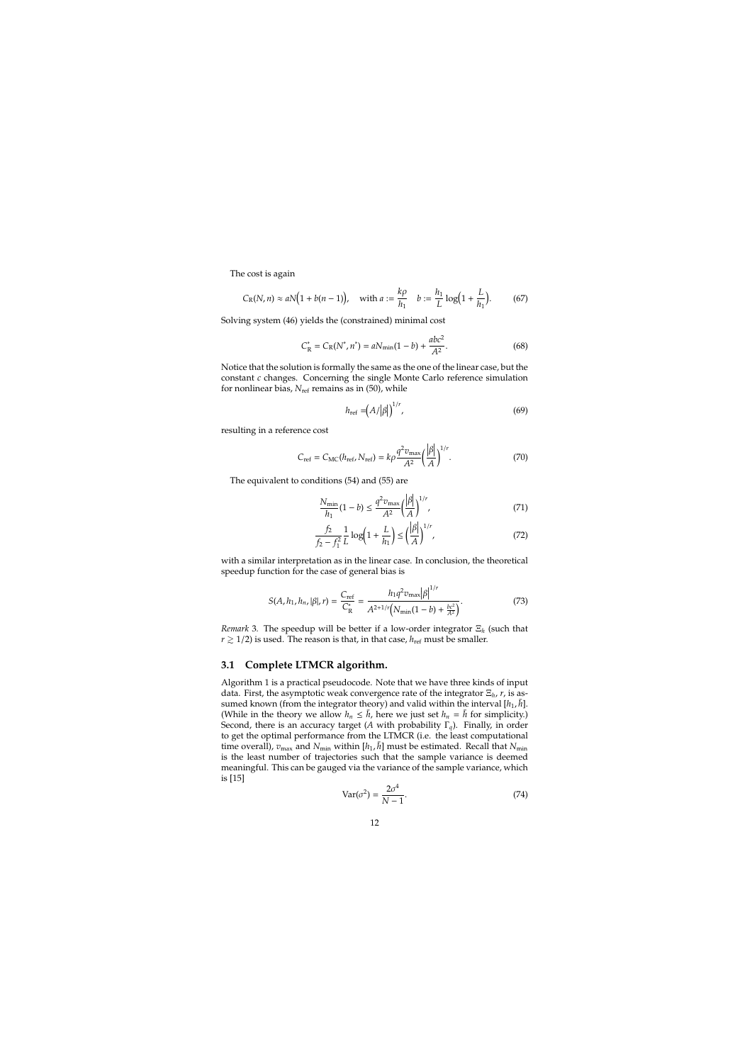The cost is again

$$C_{\mathrm{R}}(N,n) \approx aN\Big(1 + b(n-1)\Big), \quad \text{with } a := \frac{k\rho}{h_1} \quad b := \frac{h_1}{L}\log\Big(1 + \frac{L}{h_1}\Big). \tag{67}$$

Solving system (46) yields the (constrained) minimal cost

$$C_{\mathrm{R}}^* = C_{\mathrm{R}}(N^*, n^*) = aN_{\min}(1-b) + \frac{abc^2}{A^2}. \tag{68}$$

Notice that the solution is formally the same as the one of the linear case, but the constant $c$ changes. Concerning the single Monte Carlo reference simulation for nonlinear bias, $N_{\mathrm{ref}}$ remains as in (50), while

$$h_{\mathrm{ref}} = \Big(A/\big|\beta\big|\Big)^{1/r}, \tag{69}$$

resulting in a reference cost

$$C_{\mathrm{ref}} = C_{\mathrm{MC}}(h_{\mathrm{ref}}, N_{\mathrm{ref}}) = k\rho\frac{q^2 v_{\max}}{A^2}\Big(\frac{\big|\beta\big|}{A}\Big)^{1/r}. \tag{70}$$

The equivalent to conditions (54) and (55) are

$$\frac{N_{\min}}{h_1}(1-b) \leq \frac{q^2 v_{\max}}{A^2}\Big(\frac{\big|\beta\big|}{A}\Big)^{1/r}, \tag{71}$$

$$\frac{f_2}{f_2 - f_1^2}\frac{1}{L}\log\Big(1 + \frac{L}{h_1}\Big) \leq \Big(\frac{\big|\beta\big|}{A}\Big)^{1/r}, \tag{72}$$

with a similar interpretation as in the linear case. In conclusion, the theoretical speedup function for the case of general bias is

$$S(A, h_1, h_n, |\beta|, r) = \frac{C_{\mathrm{ref}}}{C_{\mathrm{R}}^*} = \frac{h_1 q^2 v_{\max}\big|\beta\big|^{1/r}}{A^{2+1/r}\Big(N_{\min}(1-b) + \frac{bc^2}{A^2}\Big)}. \tag{73}$$

*Remark* 3. The speedup will be better if a low-order integrator $\Xi_h$ (such that $r \gtrsim 1/2$) is used. The reason is that, in that case, $h_{\mathrm{ref}}$ must be smaller.

### 3.1 Complete LTMCR algorithm.

Algorithm 1 is a practical pseudocode. Note that we have three kinds of input data. First, the asymptotic weak convergence rate of the integrator $\Xi_h$, $r$, is assumed known (from the integrator theory) and valid within the interval $[h_1, \bar{h}]$. (While in the theory we allow $h_n \leq \bar{h}$, here we just set $h_n = \bar{h}$ for simplicity.) Second, there is an accuracy target ($A$ with probability $\Gamma_q$). Finally, in order to get the optimal performance from the LTMCR (i.e. the least computational time overall), $v_{\max}$ and $N_{\min}$ within $[h_1, \bar{h}]$ must be estimated. Recall that $N_{\min}$ is the least number of trajectories such that the sample variance is deemed meaningful. This can be gauged via the variance of the sample variance, which is [15]

$$\mathrm{Var}(\sigma^2) = \frac{2\sigma^4}{N-1}. \tag{74}$$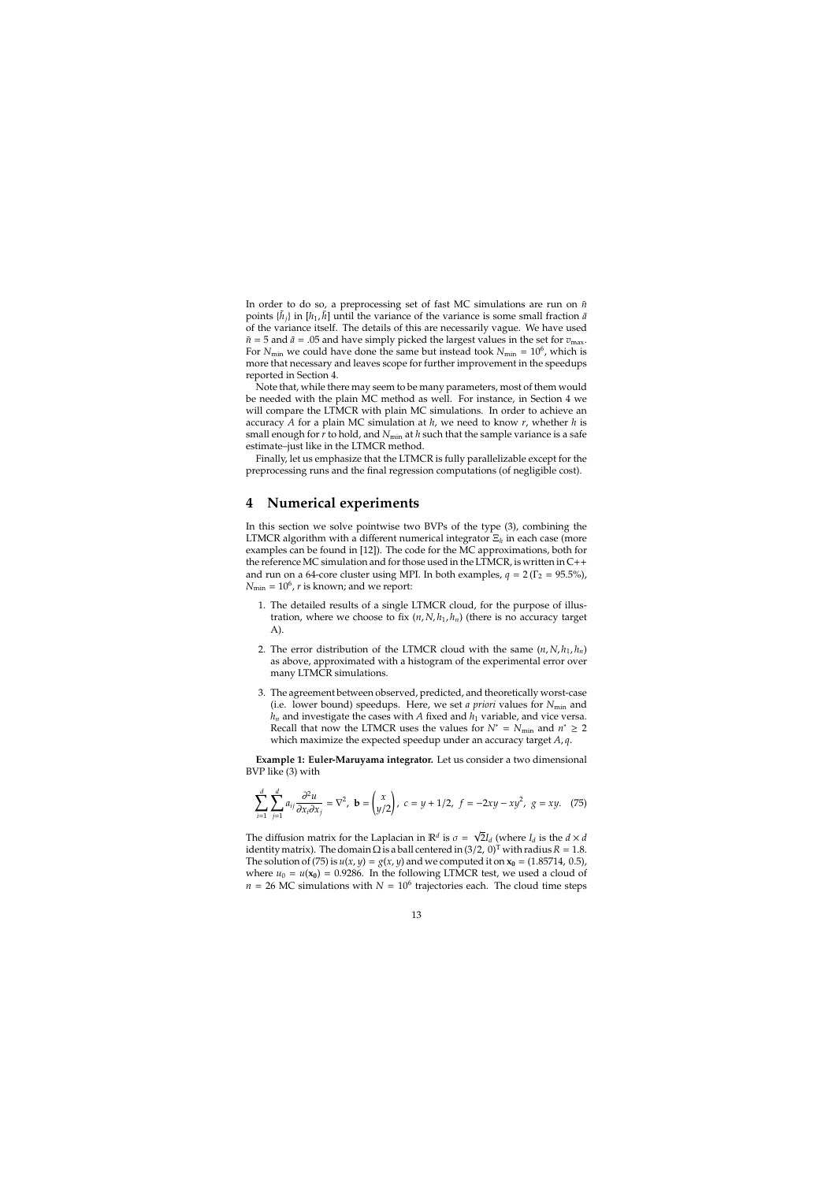In order to do so, a preprocessing set of fast MC simulations are run on $\tilde{n}$ points $\{\tilde{h}_i\}$ in $[h_1, \bar{h}]$ until the variance of the variance is some small fraction $\bar{a}$ of the variance itself. The details of this are necessarily vague. We have used $\tilde{n} = 5$ and $\bar{a} = .05$ and have simply picked the largest values in the set for $v_{\max}$. For $N_{\min}$ we could have done the same but instead took $N_{\min} = 10^6$, which is more that necessary and leaves scope for further improvement in the speedups reported in Section 4.

Note that, while there may seem to be many parameters, most of them would be needed with the plain MC method as well. For instance, in Section 4 we will compare the LTMCR with plain MC simulations. In order to achieve an accuracy $A$ for a plain MC simulation at $h$, we need to know $r$, whether $h$ is small enough for $r$ to hold, and $N_{\min}$ at $h$ such that the sample variance is a safe estimate–just like in the LTMCR method.

Finally, let us emphasize that the LTMCR is fully parallelizable except for the preprocessing runs and the final regression computations (of negligible cost).

# 4 Numerical experiments

In this section we solve pointwise two BVPs of the type (3), combining the LTMCR algorithm with a different numerical integrator $\Xi_h$ in each case (more examples can be found in [12]). The code for the MC approximations, both for the reference MC simulation and for those used in the LTMCR, is written in C++ and run on a 64-core cluster using MPI. In both examples, $q = 2$ ($\Gamma_2 = 95.5\%$), $N_{\min} = 10^6$, $r$ is known; and we report:

1. The detailed results of a single LTMCR cloud, for the purpose of illustration, where we choose to fix $(n, N, h_1, h_n)$ (there is no accuracy target $A$).
2. The error distribution of the LTMCR cloud with the same $(n, N, h_1, h_n)$ as above, approximated with a histogram of the experimental error over many LTMCR simulations.
3. The agreement between observed, predicted, and theoretically worst-case (i.e. lower bound) speedups. Here, we set *a priori* values for $N_{\min}$ and $h_n$ and investigate the cases with $A$ fixed and $h_1$ variable, and vice versa. Recall that now the LTMCR uses the values for $N^* = N_{\min}$ and $n^* \geq 2$ which maximize the expected speedup under an accuracy target $A, q$.

**Example 1: Euler-Maruyama integrator.** Let us consider a two dimensional BVP like (3) with

$$\sum_{i=1}^{d} \sum_{j=1}^{d} a_{ij} \frac{\partial^2 u}{\partial x_i \partial x_j} = \nabla^2, \; \mathbf{b} = \begin{pmatrix} x \\ y/2 \end{pmatrix}, \; c = y + 1/2, \; f = -2xy - xy^2, \; g = xy. \quad (75)$$

The diffusion matrix for the Laplacian in $\mathbb{R}^d$ is $\sigma = \sqrt{2} I_d$ (where $I_d$ is the $d \times d$ identity matrix). The domain $\Omega$ is a ball centered in $(3/2, 0)^{\mathrm{T}}$ with radius $R = 1.8$. The solution of (75) is $u(x, y) = g(x, y)$ and we computed it on $\mathbf{x_0} = (1.85714, 0.5)$, where $u_0 = u(\mathbf{x_0}) = 0.9286$. In the following LTMCR test, we used a cloud of $n = 26$ MC simulations with $N = 10^6$ trajectories each. The cloud time steps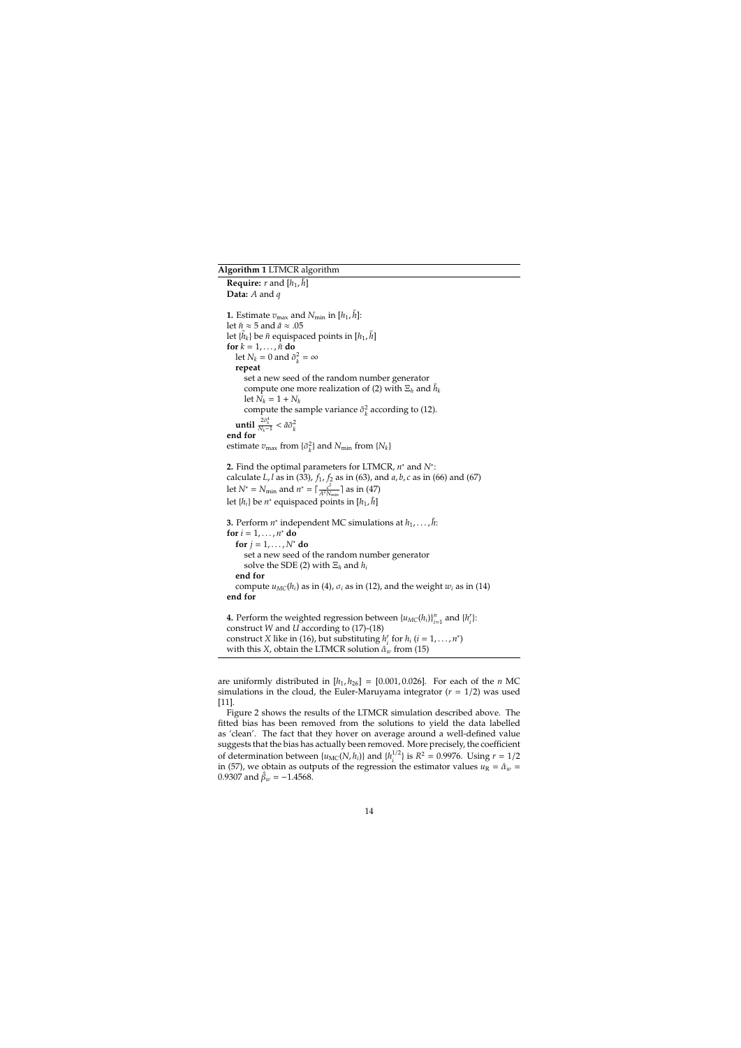**Algorithm 1** LTMCR algorithm

**Require:** $r$ and $[h_1, \bar{h}]$
**Data:** $A$ and $q$

**1.** Estimate $v_{\max}$ and $N_{\min}$ in $[h_1, \bar{h}]$:
let $\tilde{n} \approx 5$ and $\tilde{a} \approx .05$
let $\{\tilde{h}_k\}$ be $\tilde{n}$ equispaced points in $[h_1, \bar{h}]$
**for** $k = 1, \ldots, \tilde{n}$ **do**
  let $N_k = 0$ and $\tilde{\sigma}_k^2 = \infty$
  **repeat**
    set a new seed of the random number generator
    compute one more realization of (2) with $\Xi_k$ and $\tilde{h}_k$
    let $N_k = 1 + N_k$
    compute the sample variance $\tilde{\sigma}_k^2$ according to (12).
  **until** $\frac{2\tilde{\sigma}_k^4}{N_k - 1} < \tilde{a}\tilde{\sigma}_k^2$
**end for**
estimate $v_{\max}$ from $\{\tilde{\sigma}_k^2\}$ and $N_{\min}$ from $\{N_k\}$

**2.** Find the optimal parameters for LTMCR, $n^*$ and $N^*$:
calculate $L, l$ as in (33), $f_1, f_2$ as in (63), and $a, b, c$ as in (66) and (67)
let $N^* = N_{\min}$ and $n^* = \lceil \frac{c^2}{A^2 N_{\min}} \rceil$ as in (47)
let $\{h_i\}$ be $n^*$ equispaced points in $[h_1, \bar{h}]$

**3.** Perform $n^*$ independent MC simulations at $h_1, \ldots, \bar{h}$:
**for** $i = 1, \ldots, n^*$ **do**
  **for** $j = 1, \ldots, N^*$ **do**
    set a new seed of the random number generator
    solve the SDE (2) with $\Xi_k$ and $h_i$
  **end for**
  compute $u_{MC}(h_i)$ as in (4), $\sigma_i$ as in (12), and the weight $w_i$ as in (14)
**end for**

**4.** Perform the weighted regression between $\{u_{MC}(h_i)\}_{i=1}^n$ and $\{h_i^r\}$:
construct $W$ and $U$ according to (17)-(18)
construct $X$ like in (16), but substituting $h_i^r$ for $h_i$ ($i = 1, \ldots, n^*$)
with this $X$, obtain the LTMCR solution $\hat{\alpha}_w$ from (15)

are uniformly distributed in $[h_1, h_{26}] = [0.001, 0.026]$. For each of the $n$ MC simulations in the cloud, the Euler-Maruyama integrator ($r = 1/2$) was used [11].

Figure 2 shows the results of the LTMCR simulation described above. The fitted bias has been removed from the solutions to yield the data labelled as 'clean'. The fact that they hover on average around a well-defined value suggests that the bias has actually been removed. More precisely, the coefficient of determination between $\{u_{\mathrm{MC}}(N, h_i)\}$ and $\{h_i^{1/2}\}$ is $R^2 = 0.9976$. Using $r = 1/2$ in (57), we obtain as outputs of the regression the estimator values $u_{\mathrm{R}} = \hat{\alpha}_w = 0.9307$ and $\hat{\beta}_w = -1.4568$.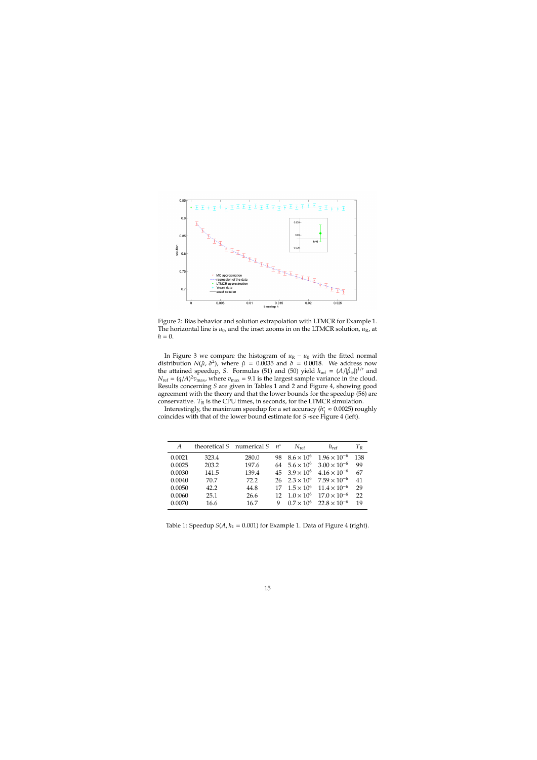Figure 2: Bias behavior and solution extrapolation with LTMCR for Example 1. The horizontal line is $u_0$, and the inset zooms in on the LTMCR solution, $u_R$, at $h = 0$.

In Figure 3 we compare the histogram of $u_R - u_0$ with the fitted normal distribution $N(\hat{\mu}, \hat{\sigma}^2)$, where $\hat{\mu} = 0.0035$ and $\hat{\sigma} = 0.0018$. We address now the attained speedup, $S$. Formulas (51) and (50) yield $h_{\text{ref}} = (A/|\hat{\beta}_w|)^{1/r}$ and $N_{\text{ref}} = (q/A)^2 v_{\max}$, where $v_{\max} = 9.1$ is the largest sample variance in the cloud. Results concerning $S$ are given in Tables 1 and 2 and Figure 4, showing good agreement with the theory and that the lower bounds for the speedup (56) are conservative. $T_R$ is the CPU times, in seconds, for the LTMCR simulation.

Interestingly, the maximum speedup for a set accuracy ($h_1^* \approx 0.0025$) roughly coincides with that of the lower bound estimate for $S$ -see Figure 4 (left).

| $A$ | theoretical $S$ | numerical $S$ | $n^*$ | $N_{\text{ref}}$ | $h_{\text{ref}}$ | $T_R$ |
|---|---|---|---|---|---|---|
| 0.0021 | 323.4 | 280.0 | 98 | $8.6 \times 10^6$ | $1.96 \times 10^{-6}$ | 138 |
| 0.0025 | 203.2 | 197.6 | 64 | $5.6 \times 10^6$ | $3.00 \times 10^{-6}$ | 99 |
| 0.0030 | 141.5 | 139.4 | 45 | $3.9 \times 10^6$ | $4.16 \times 10^{-6}$ | 67 |
| 0.0040 | 70.7 | 72.2 | 26 | $2.3 \times 10^6$ | $7.59 \times 10^{-6}$ | 41 |
| 0.0050 | 42.2 | 44.8 | 17 | $1.5 \times 10^6$ | $11.4 \times 10^{-6}$ | 29 |
| 0.0060 | 25.1 | 26.6 | 12 | $1.0 \times 10^6$ | $17.0 \times 10^{-6}$ | 22 |
| 0.0070 | 16.6 | 16.7 | 9 | $0.7 \times 10^6$ | $22.8 \times 10^{-6}$ | 19 |

Table 1: Speedup $S(A, h_1 = 0.001)$ for Example 1. Data of Figure 4 (right).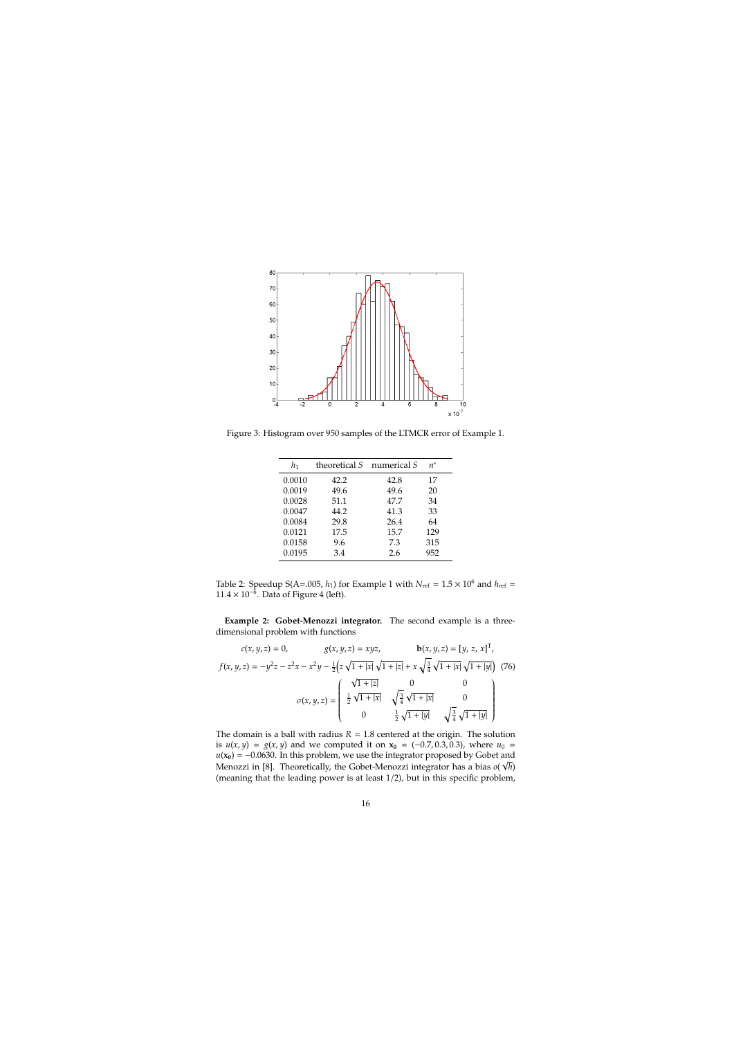Figure 3: Histogram over 950 samples of the LTMCR error of Example 1.

| $h_1$ | theoretical $S$ | numerical $S$ | $n^*$ |
|---|---|---|---|
| 0.0010 | 42.2 | 42.8 | 17 |
| 0.0019 | 49.6 | 49.6 | 20 |
| 0.0028 | 51.1 | 47.7 | 34 |
| 0.0047 | 44.2 | 41.3 | 33 |
| 0.0084 | 29.8 | 26.4 | 64 |
| 0.0121 | 17.5 | 15.7 | 129 |
| 0.0158 | 9.6 | 7.3 | 315 |
| 0.0195 | 3.4 | 2.6 | 952 |

Table 2: Speedup S(A=.005, $h_1$) for Example 1 with $N_{\text{ref}} = 1.5 \times 10^6$ and $h_{\text{ref}} = 11.4 \times 10^{-6}$. Data of Figure 4 (left).

**Example 2: Gobet-Menozzi integrator.** The second example is a three-dimensional problem with functions

$$c(x,y,z) = 0, \qquad g(x,y,z) = xyz, \qquad \mathbf{b}(x,y,z) = [y,\, z,\, x]^{\text{T}},$$

$$f(x,y,z) = -y^2 z - z^2 x - x^2 y - \tfrac{1}{2}\Big(z\sqrt{1+|x|}\sqrt{1+|z|} + x\sqrt{\tfrac{3}{4}}\sqrt{1+|x|}\sqrt{1+|y|}\Big) \quad (76)$$

$$\sigma(x,y,z) = \begin{pmatrix} \sqrt{1+|z|} & 0 & 0 \\ \frac{1}{2}\sqrt{1+|x|} & \sqrt{\frac{3}{4}}\sqrt{1+|x|} & 0 \\ 0 & \frac{1}{2}\sqrt{1+|y|} & \sqrt{\frac{3}{4}}\sqrt{1+|y|} \end{pmatrix}$$

The domain is a ball with radius $R = 1.8$ centered at the origin. The solution is $u(x,y) = g(x,y)$ and we computed it on $\mathbf{x_0} = (-0.7, 0.3, 0.3)$, where $u_0 = u(\mathbf{x_0}) = -0.0630$. In this problem, we use the integrator proposed by Gobet and Menozzi in [8]. Theoretically, the Gobet-Menozzi integrator has a bias $o(\sqrt{h})$ (meaning that the leading power is at least 1/2), but in this specific problem,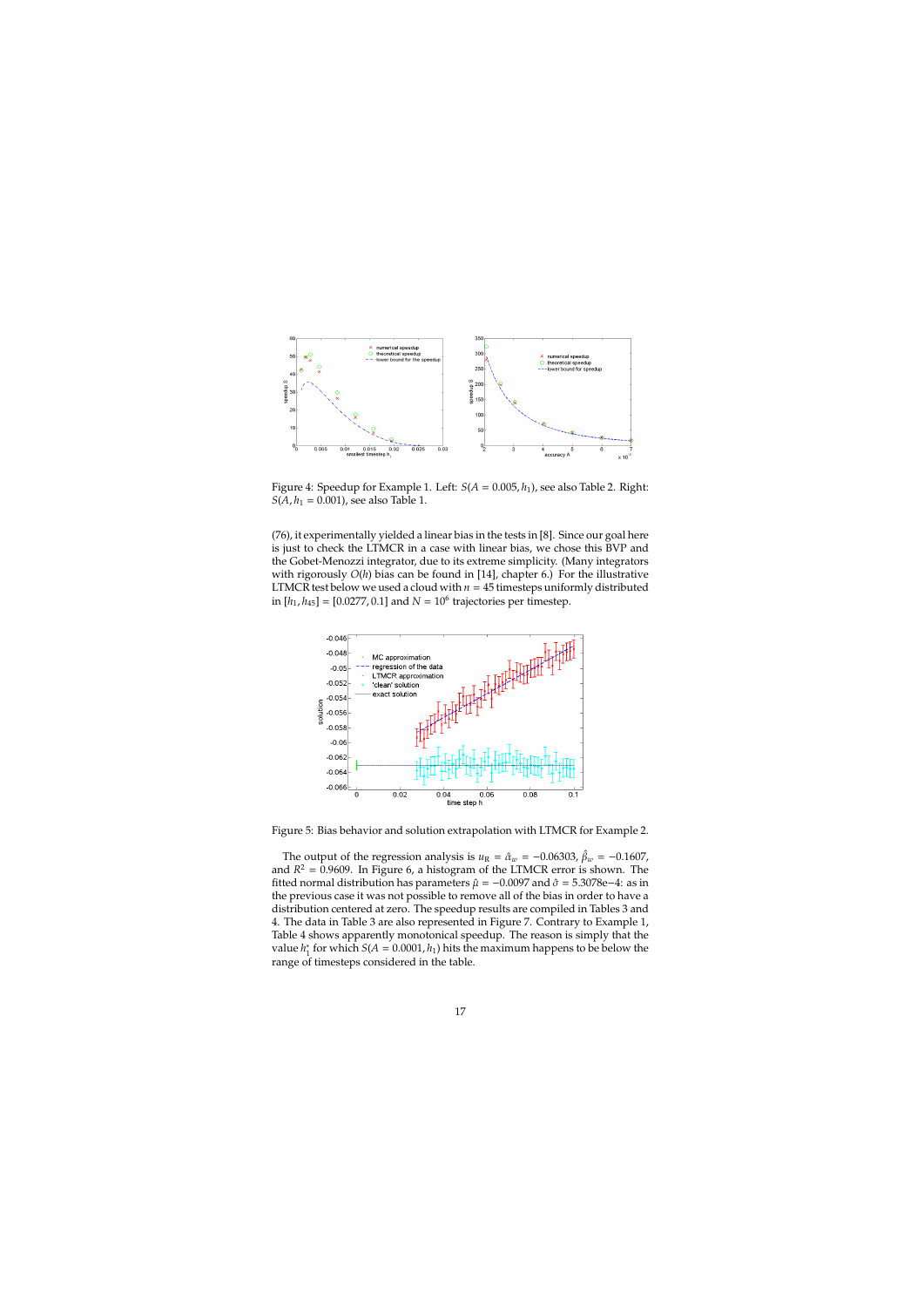Figure 4: Speedup for Example 1. Left: $S(A = 0.005, h_1)$, see also Table 2. Right: $S(A, h_1 = 0.001)$, see also Table 1.

(76), it experimentally yielded a linear bias in the tests in [8]. Since our goal here is just to check the LTMCR in a case with linear bias, we chose this BVP and the Gobet-Menozzi integrator, due to its extreme simplicity. (Many integrators with rigorously $O(h)$ bias can be found in [14], chapter 6.) For the illustrative LTMCR test below we used a cloud with $n = 45$ timesteps uniformly distributed in $[h_1, h_{45}] = [0.0277, 0.1]$ and $N = 10^6$ trajectories per timestep.

Figure 5: Bias behavior and solution extrapolation with LTMCR for Example 2.

The output of the regression analysis is $u_R = \hat{\alpha}_w = -0.06303$, $\hat{\beta}_w = -0.1607$, and $R^2 = 0.9609$. In Figure 6, a histogram of the LTMCR error is shown. The fitted normal distribution has parameters $\hat{\mu} = -0.0097$ and $\hat{\sigma} = 5.3078\text{e}{-4}$: as in the previous case it was not possible to remove all of the bias in order to have a distribution centered at zero. The speedup results are compiled in Tables 3 and 4. The data in Table 3 are also represented in Figure 7. Contrary to Example 1, Table 4 shows apparently monotonical speedup. The reason is simply that the value $h_1^*$ for which $S(A = 0.0001, h_1)$ hits the maximum happens to be below the range of timesteps considered in the table.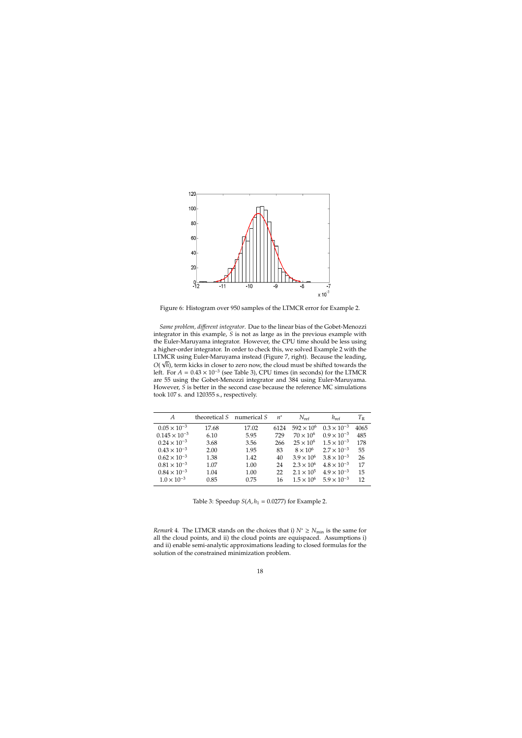Figure 6: Histogram over 950 samples of the LTMCR error for Example 2.

*Same problem, different integrator*. Due to the linear bias of the Gobet-Menozzi integrator in this example, $S$ is not as large as in the previous example with the Euler-Maruyama integrator. However, the CPU time should be less using a higher-order integrator. In order to check this, we solved Example 2 with the LTMCR using Euler-Maruyama instead (Figure 7, right). Because the leading, $O(\sqrt{h})$, term kicks in closer to zero now, the cloud must be shifted towards the left. For $A = 0.43 \times 10^{-3}$ (see Table 3), CPU times (in seconds) for the LTMCR are 55 using the Gobet-Menozzi integrator and 384 using Euler-Maruyama. However, $S$ is better in the second case because the reference MC simulations took 107 s. and 120355 s., respectively.

| $A$ | theoretical $S$ | numerical $S$ | $n^*$ | $N_{\text{ref}}$ | $h_{\text{ref}}$ | $T_{\text{R}}$ |
|---|---|---|---|---|---|---|
| $0.05 \times 10^{-3}$ | 17.68 | 17.02 | 6124 | $592 \times 10^6$ | $0.3 \times 10^{-3}$ | 4065 |
| $0.145 \times 10^{-3}$ | 6.10 | 5.95 | 729 | $70 \times 10^6$ | $0.9 \times 10^{-3}$ | 485 |
| $0.24 \times 10^{-3}$ | 3.68 | 3.56 | 266 | $25 \times 10^6$ | $1.5 \times 10^{-3}$ | 178 |
| $0.43 \times 10^{-3}$ | 2.00 | 1.95 | 83 | $8 \times 10^6$ | $2.7 \times 10^{-3}$ | 55 |
| $0.62 \times 10^{-3}$ | 1.38 | 1.42 | 40 | $3.9 \times 10^6$ | $3.8 \times 10^{-3}$ | 26 |
| $0.81 \times 10^{-3}$ | 1.07 | 1.00 | 24 | $2.3 \times 10^6$ | $4.8 \times 10^{-3}$ | 17 |
| $0.84 \times 10^{-3}$ | 1.04 | 1.00 | 22 | $2.1 \times 10^5$ | $4.9 \times 10^{-3}$ | 15 |
| $1.0 \times 10^{-3}$ | 0.85 | 0.75 | 16 | $1.5 \times 10^6$ | $5.9 \times 10^{-3}$ | 12 |

Table 3: Speedup $S(A, h_1 = 0.0277)$ for Example 2.

*Remark* 4. The LTMCR stands on the choices that i) $N^* \geq N_{\min}$ is the same for all the cloud points, and ii) the cloud points are equispaced. Assumptions i) and ii) enable semi-analytic approximations leading to closed formulas for the solution of the constrained minimization problem.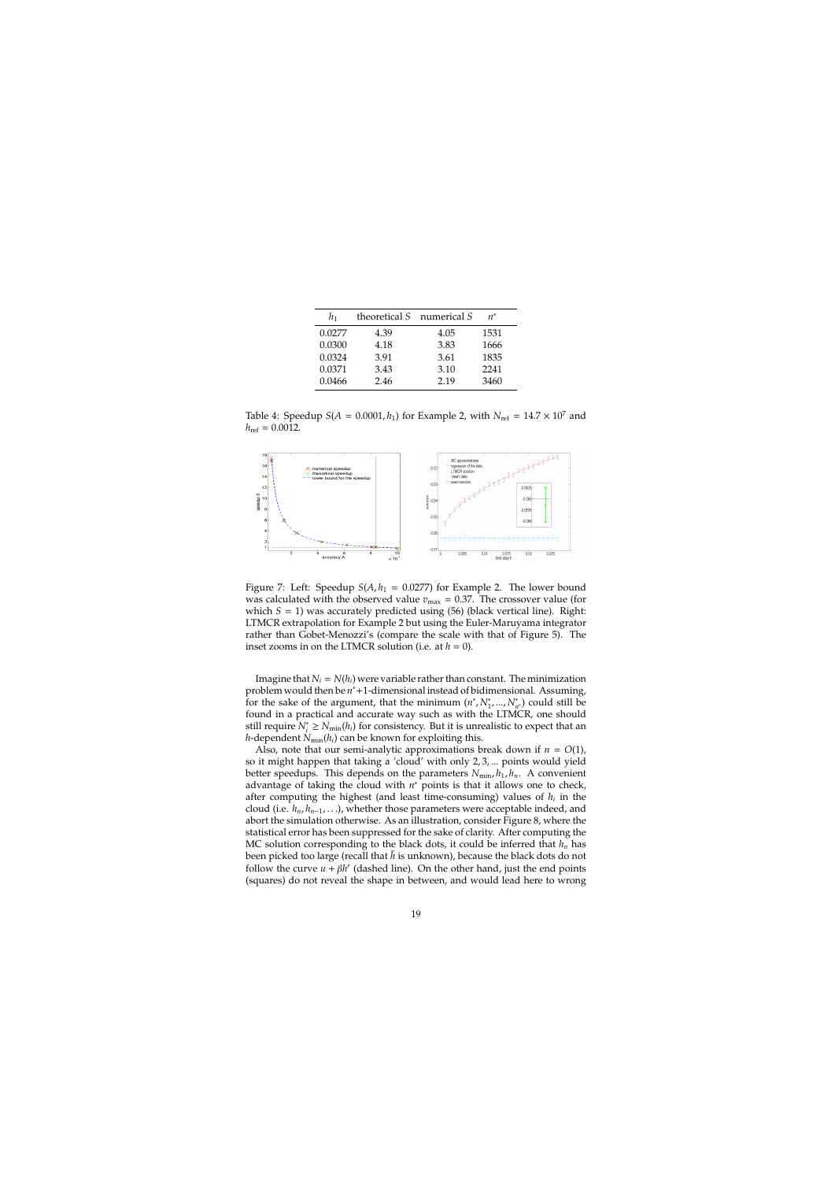| $h_1$ | theoretical $S$ | numerical $S$ | $n^*$ |
|---|---|---|---|
| 0.0277 | 4.39 | 4.05 | 1531 |
| 0.0300 | 4.18 | 3.83 | 1666 |
| 0.0324 | 3.91 | 3.61 | 1835 |
| 0.0371 | 3.43 | 3.10 | 2241 |
| 0.0466 | 2.46 | 2.19 | 3460 |

Table 4: Speedup $S(A = 0.0001, h_1)$ for Example 2, with $N_{\text{ref}} = 14.7 \times 10^7$ and $h_{\text{ref}} = 0.0012$.

Figure 7: Left: Speedup $S(A, h_1 = 0.0277)$ for Example 2. The lower bound was calculated with the observed value $v_{\max} = 0.37$. The crossover value (for which $S = 1$) was accurately predicted using (56) (black vertical line). Right: LTMCR extrapolation for Example 2 but using the Euler-Maruyama integrator rather than Gobet-Menozzi's (compare the scale with that of Figure 5). The inset zooms in on the LTMCR solution (i.e. at $h = 0$).

Imagine that $N_i = N(h_i)$ were variable rather than constant. The minimization problem would then be $n^*+1$-dimensional instead of bidimensional. Assuming, for the sake of the argument, that the minimum $(n^*, N_1^*, ..., N_{n^*}^*)$ could still be found in a practical and accurate way such as with the LTMCR, one should still require $N_i^* \geq N_{\min}(h_i)$ for consistency. But it is unrealistic to expect that an $h$-dependent $N_{\min}(h_i)$ can be known for exploiting this.

Also, note that our semi-analytic approximations break down if $n = O(1)$, so it might happen that taking a 'cloud' with only $2, 3, ...$ points would yield better speedups. This depends on the parameters $N_{\min}, h_1, h_n$. A convenient advantage of taking the cloud with $n^*$ points is that it allows one to check, after computing the highest (and least time-consuming) values of $h_i$ in the cloud (i.e. $h_n, h_{n-1}, \ldots$), whether those parameters were acceptable indeed, and abort the simulation otherwise. As an illustration, consider Figure 8, where the statistical error has been suppressed for the sake of clarity. After computing the MC solution corresponding to the black dots, it could be inferred that $h_n$ has been picked too large (recall that $\bar{h}$ is unknown), because the black dots do not follow the curve $u + \beta h^r$ (dashed line). On the other hand, just the end points (squares) do not reveal the shape in between, and would lead here to wrong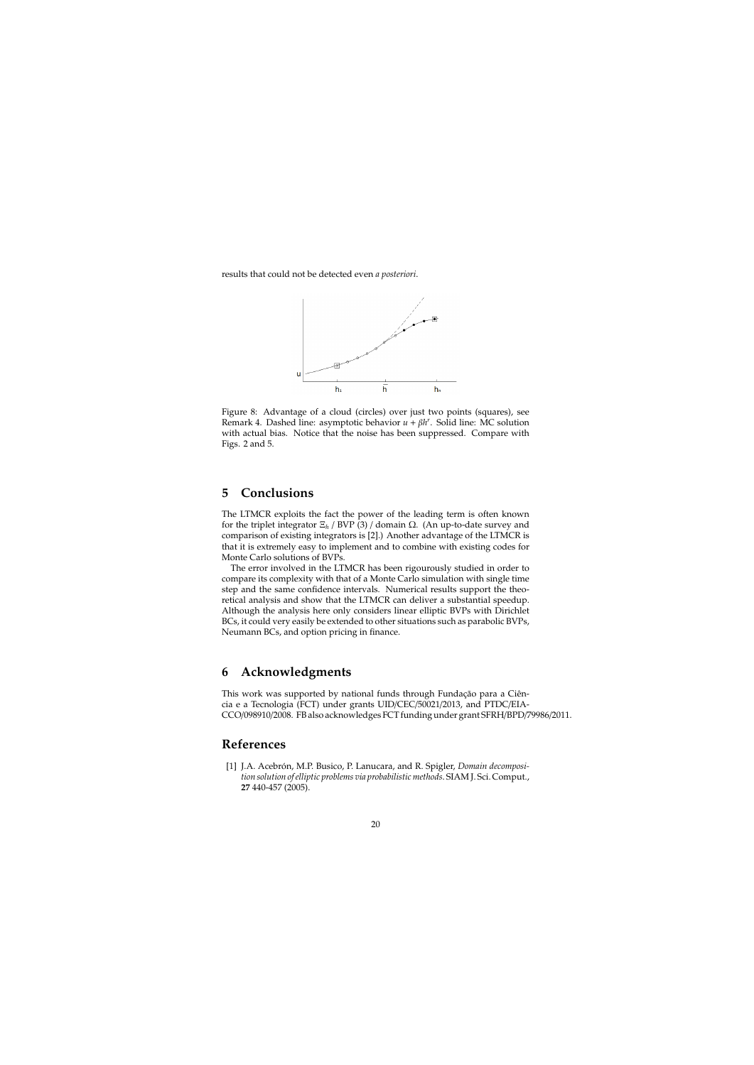results that could not be detected even *a posteriori*.

Figure 8: Advantage of a cloud (circles) over just two points (squares), see Remark 4. Dashed line: asymptotic behavior $u + \beta h^r$. Solid line: MC solution with actual bias. Notice that the noise has been suppressed. Compare with Figs. 2 and 5.

# 5 Conclusions

The LTMCR exploits the fact the power of the leading term is often known for the triplet integrator $\Xi_h$ / BVP (3) / domain $\Omega$. (An up-to-date survey and comparison of existing integrators is [2].) Another advantage of the LTMCR is that it is extremely easy to implement and to combine with existing codes for Monte Carlo solutions of BVPs.

The error involved in the LTMCR has been rigourously studied in order to compare its complexity with that of a Monte Carlo simulation with single time step and the same confidence intervals. Numerical results support the theoretical analysis and show that the LTMCR can deliver a substantial speedup. Although the analysis here only considers linear elliptic BVPs with Dirichlet BCs, it could very easily be extended to other situations such as parabolic BVPs, Neumann BCs, and option pricing in finance.

# 6 Acknowledgments

This work was supported by national funds through Fundação para a Ciência e a Tecnologia (FCT) under grants UID/CEC/50021/2013, and PTDC/EIA-CCO/098910/2008. FB also acknowledges FCT funding under grant SFRH/BPD/79986/2011.

# References

[1] J.A. Acebrón, M.P. Busico, P. Lanucara, and R. Spigler, *Domain decomposition solution of elliptic problems via probabilistic methods*. SIAM J. Sci. Comput., **27** 440-457 (2005).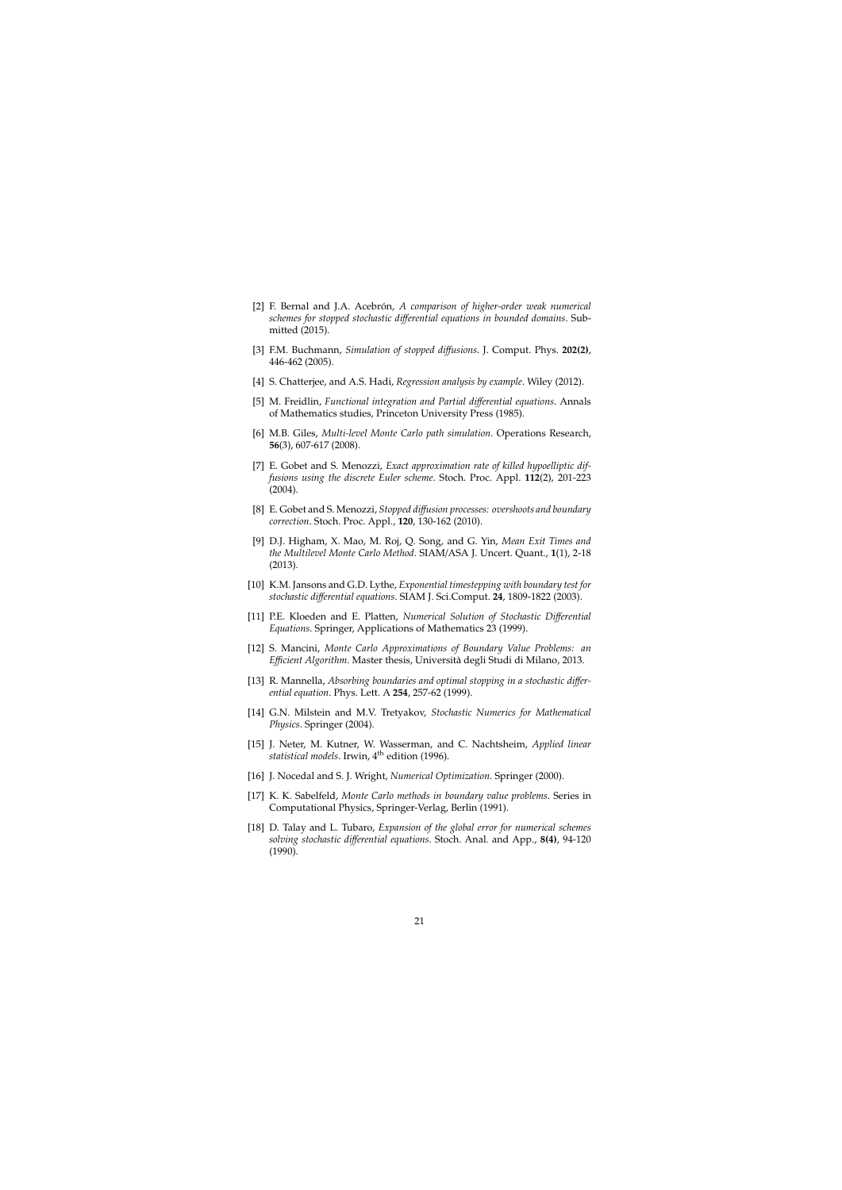[2] F. Bernal and J.A. Acebrón, *A comparison of higher-order weak numerical schemes for stopped stochastic differential equations in bounded domains*. Submitted (2015).

[3] F.M. Buchmann, *Simulation of stopped diffusions*. J. Comput. Phys. **202(2)**, 446-462 (2005).

[4] S. Chatterjee, and A.S. Hadi, *Regression analysis by example*. Wiley (2012).

[5] M. Freidlin, *Functional integration and Partial differential equations*. Annals of Mathematics studies, Princeton University Press (1985).

[6] M.B. Giles, *Multi-level Monte Carlo path simulation*. Operations Research, **56**(3), 607-617 (2008).

[7] E. Gobet and S. Menozzi, *Exact approximation rate of killed hypoelliptic diffusions using the discrete Euler scheme*. Stoch. Proc. Appl. **112**(2), 201-223 (2004).

[8] E. Gobet and S. Menozzi, *Stopped diffusion processes: overshoots and boundary correction*. Stoch. Proc. Appl., **120**, 130-162 (2010).

[9] D.J. Higham, X. Mao, M. Roj, Q. Song, and G. Yin, *Mean Exit Times and the Multilevel Monte Carlo Method*. SIAM/ASA J. Uncert. Quant., **1**(1), 2-18 (2013).

[10] K.M. Jansons and G.D. Lythe, *Exponential timestepping with boundary test for stochastic differential equations*. SIAM J. Sci.Comput. **24**, 1809-1822 (2003).

[11] P.E. Kloeden and E. Platten, *Numerical Solution of Stochastic Differential Equations*. Springer, Applications of Mathematics 23 (1999).

[12] S. Mancini, *Monte Carlo Approximations of Boundary Value Problems: an Efficient Algorithm*. Master thesis, Università degli Studi di Milano, 2013.

[13] R. Mannella, *Absorbing boundaries and optimal stopping in a stochastic differential equation*. Phys. Lett. A **254**, 257-62 (1999).

[14] G.N. Milstein and M.V. Tretyakov, *Stochastic Numerics for Mathematical Physics*. Springer (2004).

[15] J. Neter, M. Kutner, W. Wasserman, and C. Nachtsheim, *Applied linear statistical models*. Irwin, 4$^{th}$ edition (1996).

[16] J. Nocedal and S. J. Wright, *Numerical Optimization*. Springer (2000).

[17] K. K. Sabelfeld, *Monte Carlo methods in boundary value problems*. Series in Computational Physics, Springer-Verlag, Berlin (1991).

[18] D. Talay and L. Tubaro, *Expansion of the global error for numerical schemes solving stochastic differential equations*. Stoch. Anal. and App., **8(4)**, 94-120 (1990).